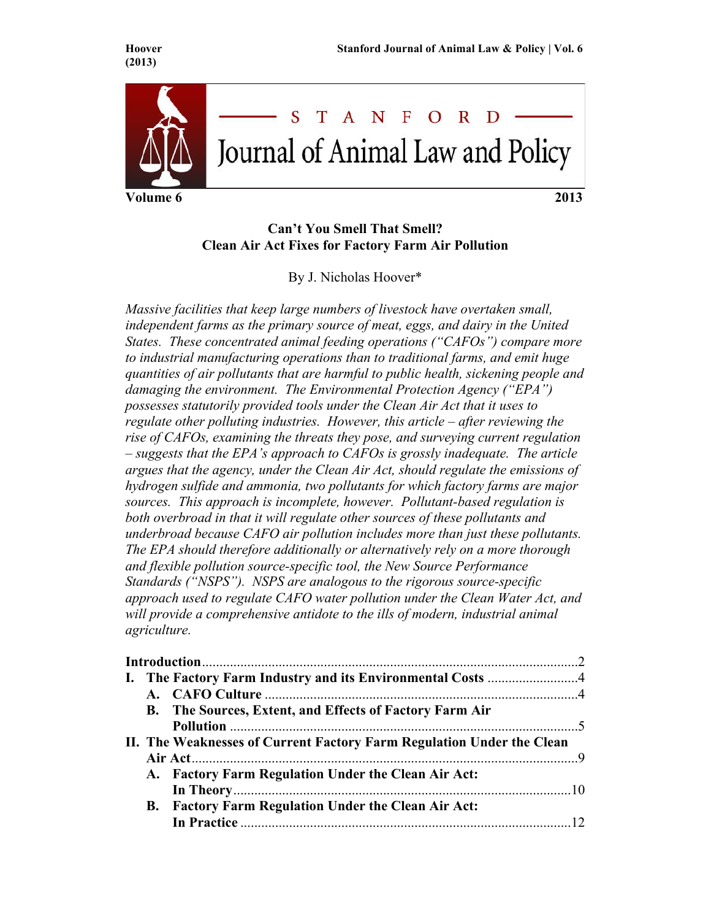# Can't You Smell That Smell? Clean Air Act Fixes for Factory Farm Air Pollution

By J. Nicholas Hoover*

*Massive facilities that keep large numbers of livestock have overtaken small, independent farms as the primary source of meat, eggs, and dairy in the United States. These concentrated animal feeding operations ("CAFOs") compare more to industrial manufacturing operations than to traditional farms, and emit huge quantities of air pollutants that are harmful to public health, sickening people and damaging the environment. The Environmental Protection Agency ("EPA") possesses statutorily provided tools under the Clean Air Act that it uses to regulate other polluting industries. However, this article – after reviewing the rise of CAFOs, examining the threats they pose, and surveying current regulation – suggests that the EPA's approach to CAFOs is grossly inadequate. The article argues that the agency, under the Clean Air Act, should regulate the emissions of hydrogen sulfide and ammonia, two pollutants for which factory farms are major sources. This approach is incomplete, however. Pollutant-based regulation is both overbroad in that it will regulate other sources of these pollutants and underbroad because CAFO air pollution includes more than just these pollutants. The EPA should therefore additionally or alternatively rely on a more thorough and flexible pollution source-specific tool, the New Source Performance Standards ("NSPS"). NSPS are analogous to the rigorous source-specific approach used to regulate CAFO water pollution under the Clean Water Act, and will provide a comprehensive antidote to the ills of modern, industrial animal agriculture.*

**Introduction** .......... 2
- **I. The Factory Farm Industry and its Environmental Costs** .......... 4
  - **A. CAFO Culture** .......... 4
  - **B. The Sources, Extent, and Effects of Factory Farm Air Pollution** .......... 5
- **II. The Weaknesses of Current Factory Farm Regulation Under the Clean Air Act** .......... 9
  - **A. Factory Farm Regulation Under the Clean Air Act: In Theory** .......... 10
  - **B. Factory Farm Regulation Under the Clean Air Act: In Practice** .......... 12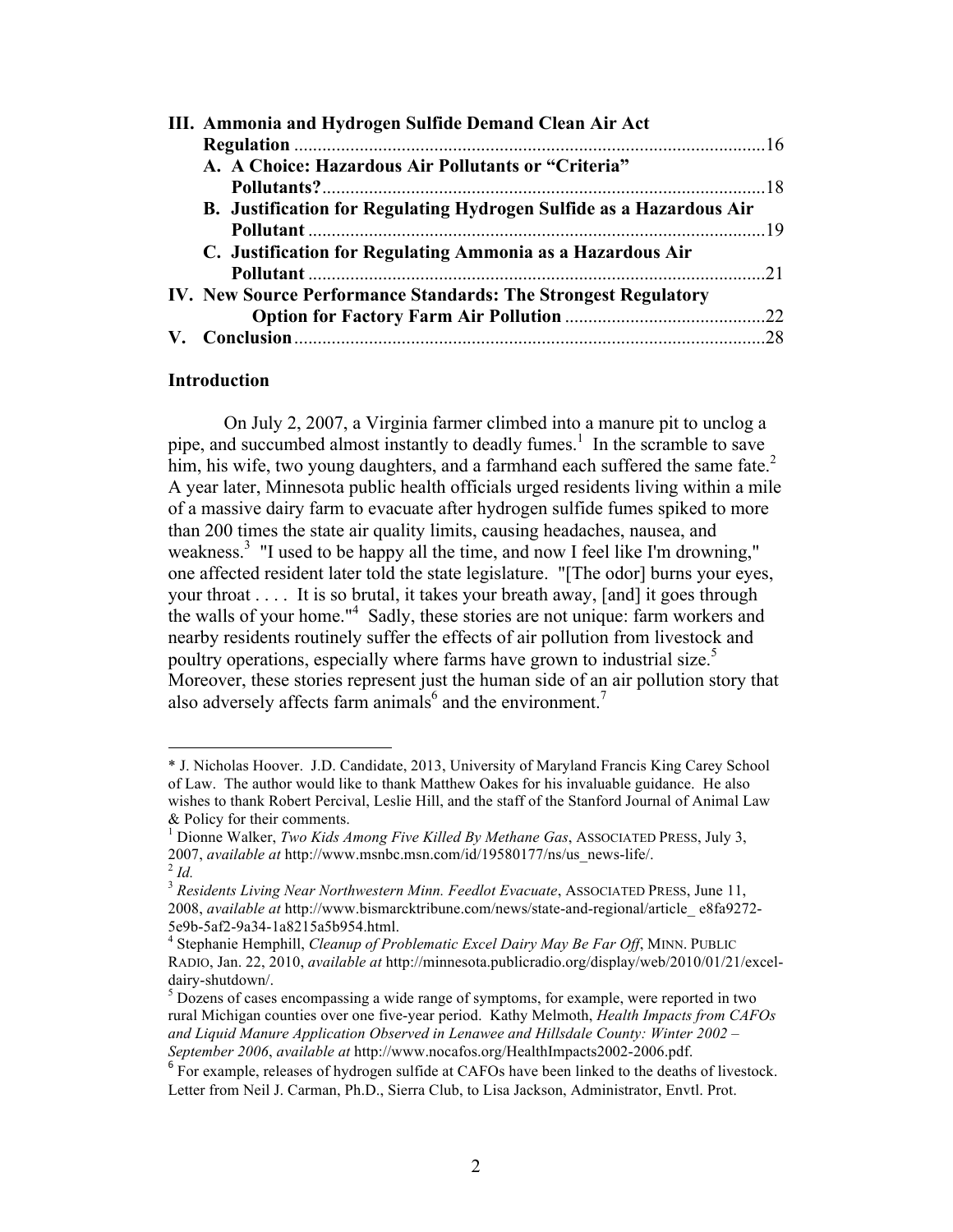**III. Ammonia and Hydrogen Sulfide Demand Clean Air Act Regulation** .......... 16

- **A. A Choice: Hazardous Air Pollutants or "Criteria" Pollutants?** .......... 18
- **B. Justification for Regulating Hydrogen Sulfide as a Hazardous Air Pollutant** .......... 19
- **C. Justification for Regulating Ammonia as a Hazardous Air Pollutant** .......... 21

**IV. New Source Performance Standards: The Strongest Regulatory Option for Factory Farm Air Pollution** .......... 22

**V. Conclusion** .......... 28

## Introduction

On July 2, 2007, a Virginia farmer climbed into a manure pit to unclog a pipe, and succumbed almost instantly to deadly fumes.[1] In the scramble to save him, his wife, two young daughters, and a farmhand each suffered the same fate.[2] A year later, Minnesota public health officials urged residents living within a mile of a massive dairy farm to evacuate after hydrogen sulfide fumes spiked to more than 200 times the state air quality limits, causing headaches, nausea, and weakness.[3] "I used to be happy all the time, and now I feel like I'm drowning," one affected resident later told the state legislature. "[The odor] burns your eyes, your throat . . . . It is so brutal, it takes your breath away, [and] it goes through the walls of your home."[4] Sadly, these stories are not unique: farm workers and nearby residents routinely suffer the effects of air pollution from livestock and poultry operations, especially where farms have grown to industrial size.[5] Moreover, these stories represent just the human side of an air pollution story that also adversely affects farm animals[6] and the environment.[7]

---

\* J. Nicholas Hoover. J.D. Candidate, 2013, University of Maryland Francis King Carey School of Law. The author would like to thank Matthew Oakes for his invaluable guidance. He also wishes to thank Robert Percival, Leslie Hill, and the staff of the Stanford Journal of Animal Law & Policy for their comments.

[1] Dionne Walker, *Two Kids Among Five Killed By Methane Gas*, ASSOCIATED PRESS, July 3, 2007, *available at* http://www.msnbc.msn.com/id/19580177/ns/us_news-life/.

[2] *Id.*

[3] *Residents Living Near Northwestern Minn. Feedlot Evacuate*, ASSOCIATED PRESS, June 11, 2008, *available at* http://www.bismarcktribune.com/news/state-and-regional/article_ e8fa9272-5e9b-5af2-9a34-1a8215a5b954.html.

[4] Stephanie Hemphill, *Cleanup of Problematic Excel Dairy May Be Far Off*, MINN. PUBLIC RADIO, Jan. 22, 2010, *available at* http://minnesota.publicradio.org/display/web/2010/01/21/excel-dairy-shutdown/.

[5] Dozens of cases encompassing a wide range of symptoms, for example, were reported in two rural Michigan counties over one five-year period. Kathy Melmoth, *Health Impacts from CAFOs and Liquid Manure Application Observed in Lenawee and Hillsdale County: Winter 2002 – September 2006*, *available at* http://www.nocafos.org/HealthImpacts2002-2006.pdf.

[6] For example, releases of hydrogen sulfide at CAFOs have been linked to the deaths of livestock. Letter from Neil J. Carman, Ph.D., Sierra Club, to Lisa Jackson, Administrator, Envtl. Prot.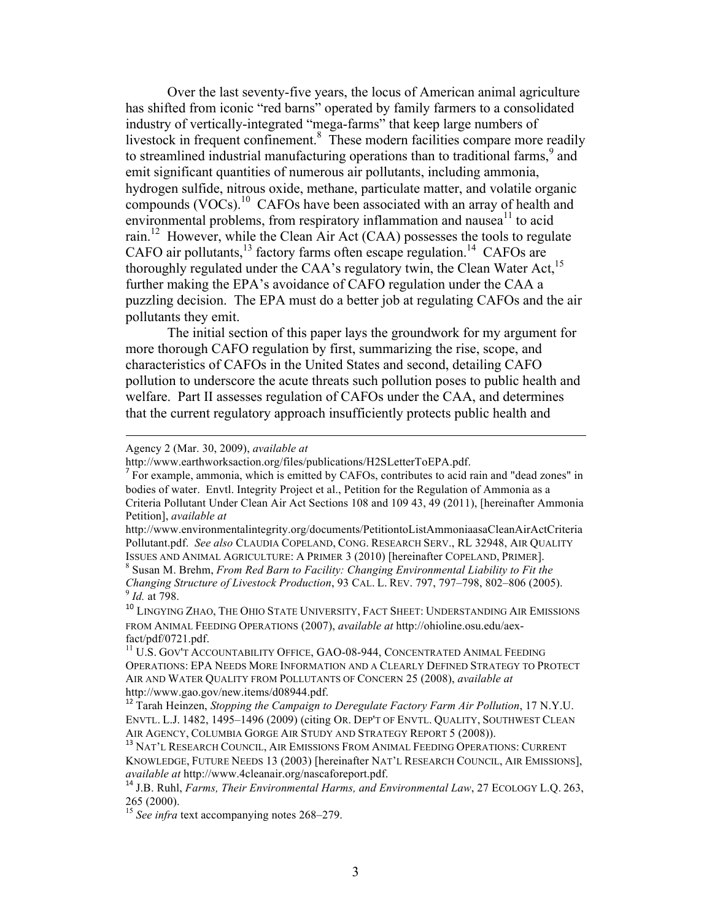Over the last seventy-five years, the locus of American animal agriculture has shifted from iconic "red barns" operated by family farmers to a consolidated industry of vertically-integrated "mega-farms" that keep large numbers of livestock in frequent confinement.[8] These modern facilities compare more readily to streamlined industrial manufacturing operations than to traditional farms,[9] and emit significant quantities of numerous air pollutants, including ammonia, hydrogen sulfide, nitrous oxide, methane, particulate matter, and volatile organic compounds (VOCs).[10] CAFOs have been associated with an array of health and environmental problems, from respiratory inflammation and nausea[11] to acid rain.[12] However, while the Clean Air Act (CAA) possesses the tools to regulate CAFO air pollutants,[13] factory farms often escape regulation.[14] CAFOs are thoroughly regulated under the CAA's regulatory twin, the Clean Water Act,[15] further making the EPA's avoidance of CAFO regulation under the CAA a puzzling decision. The EPA must do a better job at regulating CAFOs and the air pollutants they emit.

The initial section of this paper lays the groundwork for my argument for more thorough CAFO regulation by first, summarizing the rise, scope, and characteristics of CAFOs in the United States and second, detailing CAFO pollution to underscore the acute threats such pollution poses to public health and welfare. Part II assesses regulation of CAFOs under the CAA, and determines that the current regulatory approach insufficiently protects public health and

---

Agency 2 (Mar. 30, 2009), *available at* http://www.earthworksaction.org/files/publications/H2SLetterToEPA.pdf.

[7] For example, ammonia, which is emitted by CAFOs, contributes to acid rain and "dead zones" in bodies of water. Envtl. Integrity Project et al., Petition for the Regulation of Ammonia as a Criteria Pollutant Under Clean Air Act Sections 108 and 109 43, 49 (2011), [hereinafter Ammonia Petition], *available at* http://www.environmentalintegrity.org/documents/PetitiontoListAmmoniaasaCleanAirActCriteriaPollutant.pdf. *See also* CLAUDIA COPELAND, CONG. RESEARCH SERV., RL 32948, AIR QUALITY ISSUES AND ANIMAL AGRICULTURE: A PRIMER 3 (2010) [hereinafter COPELAND, PRIMER].

[8] Susan M. Brehm, *From Red Barn to Facility: Changing Environmental Liability to Fit the Changing Structure of Livestock Production*, 93 CAL. L. REV. 797, 797–798, 802–806 (2005).

[9] *Id.* at 798.

[10] LINGYING ZHAO, THE OHIO STATE UNIVERSITY, FACT SHEET: UNDERSTANDING AIR EMISSIONS FROM ANIMAL FEEDING OPERATIONS (2007), *available at* http://ohioline.osu.edu/aex-fact/pdf/0721.pdf.

[11] U.S. GOV'T ACCOUNTABILITY OFFICE, GAO-08-944, CONCENTRATED ANIMAL FEEDING OPERATIONS: EPA NEEDS MORE INFORMATION AND A CLEARLY DEFINED STRATEGY TO PROTECT AIR AND WATER QUALITY FROM POLLUTANTS OF CONCERN 25 (2008), *available at* http://www.gao.gov/new.items/d08944.pdf.

[12] Tarah Heinzen, *Stopping the Campaign to Deregulate Factory Farm Air Pollution*, 17 N.Y.U. ENVTL. L.J. 1482, 1495–1496 (2009) (citing OR. DEP'T OF ENVTL. QUALITY, SOUTHWEST CLEAN AIR AGENCY, COLUMBIA GORGE AIR STUDY AND STRATEGY REPORT 5 (2008)).

[13] NAT'L RESEARCH COUNCIL, AIR EMISSIONS FROM ANIMAL FEEDING OPERATIONS: CURRENT KNOWLEDGE, FUTURE NEEDS 13 (2003) [hereinafter NAT'L RESEARCH COUNCIL, AIR EMISSIONS], *available at* http://www.4cleanair.org/nascaforeport.pdf.

[14] J.B. Ruhl, *Farms, Their Environmental Harms, and Environmental Law*, 27 ECOLOGY L.Q. 263, 265 (2000).

[15] *See infra* text accompanying notes 268–279.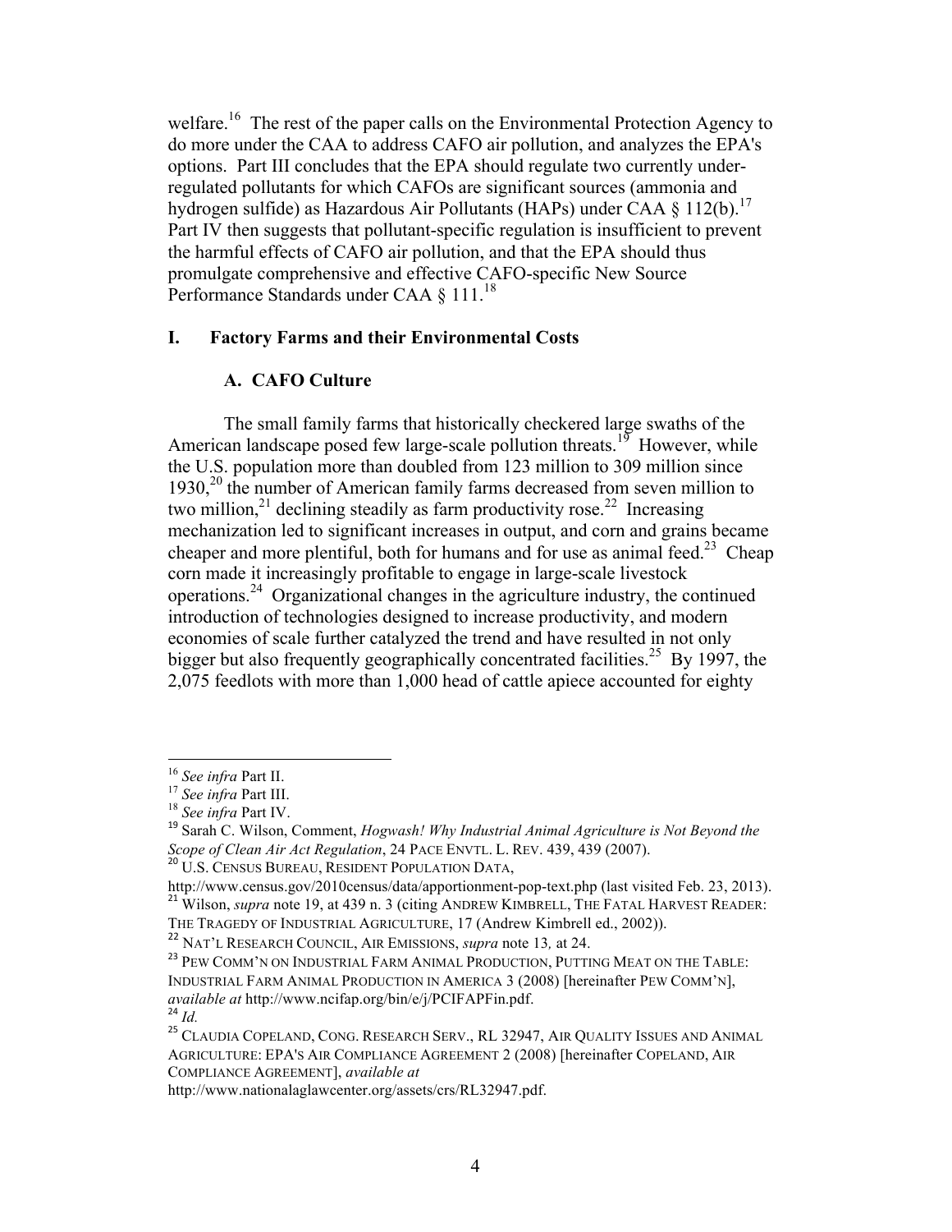welfare.[16] The rest of the paper calls on the Environmental Protection Agency to do more under the CAA to address CAFO air pollution, and analyzes the EPA's options. Part III concludes that the EPA should regulate two currently under-regulated pollutants for which CAFOs are significant sources (ammonia and hydrogen sulfide) as Hazardous Air Pollutants (HAPs) under CAA § 112(b).[17] Part IV then suggests that pollutant-specific regulation is insufficient to prevent the harmful effects of CAFO air pollution, and that the EPA should thus promulgate comprehensive and effective CAFO-specific New Source Performance Standards under CAA § 111.[18]

## I. Factory Farms and their Environmental Costs

### A. CAFO Culture

The small family farms that historically checkered large swaths of the American landscape posed few large-scale pollution threats.[19] However, while the U.S. population more than doubled from 123 million to 309 million since 1930,[20] the number of American family farms decreased from seven million to two million,[21] declining steadily as farm productivity rose.[22] Increasing mechanization led to significant increases in output, and corn and grains became cheaper and more plentiful, both for humans and for use as animal feed.[23] Cheap corn made it increasingly profitable to engage in large-scale livestock operations.[24] Organizational changes in the agriculture industry, the continued introduction of technologies designed to increase productivity, and modern economies of scale further catalyzed the trend and have resulted in not only bigger but also frequently geographically concentrated facilities.[25] By 1997, the 2,075 feedlots with more than 1,000 head of cattle apiece accounted for eighty

---

[16] *See infra* Part II.

[17] *See infra* Part III.

[18] *See infra* Part IV.

[19] Sarah C. Wilson, Comment, *Hogwash! Why Industrial Animal Agriculture is Not Beyond the Scope of Clean Air Act Regulation*, 24 PACE ENVTL. L. REV. 439, 439 (2007).

[20] U.S. CENSUS BUREAU, RESIDENT POPULATION DATA, http://www.census.gov/2010census/data/apportionment-pop-text.php (last visited Feb. 23, 2013).

[21] Wilson, *supra* note 19, at 439 n. 3 (citing ANDREW KIMBRELL, THE FATAL HARVEST READER: THE TRAGEDY OF INDUSTRIAL AGRICULTURE, 17 (Andrew Kimbrell ed., 2002)).

[22] NAT'L RESEARCH COUNCIL, AIR EMISSIONS, *supra* note 13*,* at 24.

[23] PEW COMM'N ON INDUSTRIAL FARM ANIMAL PRODUCTION, PUTTING MEAT ON THE TABLE: INDUSTRIAL FARM ANIMAL PRODUCTION IN AMERICA 3 (2008) [hereinafter PEW COMM'N], *available at* http://www.ncifap.org/bin/e/j/PCIFAPFin.pdf.

[24] *Id.*

[25] CLAUDIA COPELAND, CONG. RESEARCH SERV., RL 32947, AIR QUALITY ISSUES AND ANIMAL AGRICULTURE: EPA'S AIR COMPLIANCE AGREEMENT 2 (2008) [hereinafter COPELAND, AIR COMPLIANCE AGREEMENT], *available at* http://www.nationalaglawcenter.org/assets/crs/RL32947.pdf.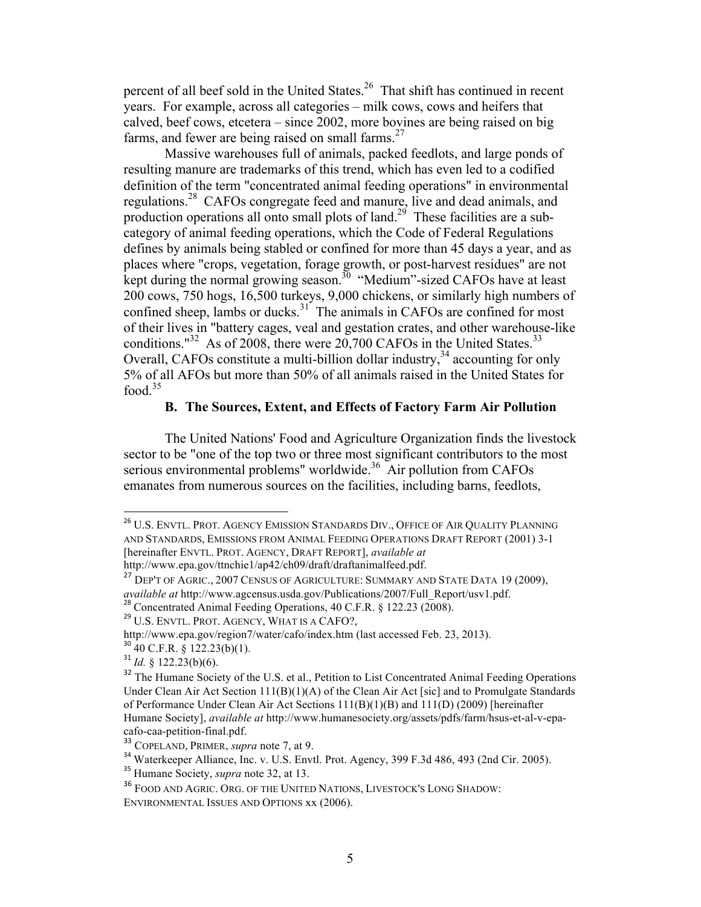percent of all beef sold in the United States.[26] That shift has continued in recent years. For example, across all categories – milk cows, cows and heifers that calved, beef cows, etcetera – since 2002, more bovines are being raised on big farms, and fewer are being raised on small farms.[27]

Massive warehouses full of animals, packed feedlots, and large ponds of resulting manure are trademarks of this trend, which has even led to a codified definition of the term "concentrated animal feeding operations" in environmental regulations.[28] CAFOs congregate feed and manure, live and dead animals, and production operations all onto small plots of land.[29] These facilities are a sub-category of animal feeding operations, which the Code of Federal Regulations defines by animals being stabled or confined for more than 45 days a year, and as places where "crops, vegetation, forage growth, or post-harvest residues" are not kept during the normal growing season.[30] "Medium"-sized CAFOs have at least 200 cows, 750 hogs, 16,500 turkeys, 9,000 chickens, or similarly high numbers of confined sheep, lambs or ducks.[31] The animals in CAFOs are confined for most of their lives in "battery cages, veal and gestation crates, and other warehouse-like conditions."[32] As of 2008, there were 20,700 CAFOs in the United States.[33] Overall, CAFOs constitute a multi-billion dollar industry,[34] accounting for only 5% of all AFOs but more than 50% of all animals raised in the United States for food.[35]

### B. The Sources, Extent, and Effects of Factory Farm Air Pollution

The United Nations' Food and Agriculture Organization finds the livestock sector to be "one of the top two or three most significant contributors to the most serious environmental problems" worldwide.[36] Air pollution from CAFOs emanates from numerous sources on the facilities, including barns, feedlots,

---

[26] U.S. ENVTL. PROT. AGENCY EMISSION STANDARDS DIV., OFFICE OF AIR QUALITY PLANNING AND STANDARDS, EMISSIONS FROM ANIMAL FEEDING OPERATIONS DRAFT REPORT (2001) 3-1 [hereinafter ENVTL. PROT. AGENCY, DRAFT REPORT], *available at* http://www.epa.gov/ttnchie1/ap42/ch09/draft/draftanimalfeed.pdf.

[27] DEP'T OF AGRIC., 2007 CENSUS OF AGRICULTURE: SUMMARY AND STATE DATA 19 (2009), *available at* http://www.agcensus.usda.gov/Publications/2007/Full_Report/usv1.pdf.

[28] Concentrated Animal Feeding Operations, 40 C.F.R. § 122.23 (2008).

[29] U.S. ENVTL. PROT. AGENCY, WHAT IS A CAFO?, http://www.epa.gov/region7/water/cafo/index.htm (last accessed Feb. 23, 2013).

[30] 40 C.F.R. § 122.23(b)(1).

[31] *Id.* § 122.23(b)(6).

[32] The Humane Society of the U.S. et al., Petition to List Concentrated Animal Feeding Operations Under Clean Air Act Section 111(B)(1)(A) of the Clean Air Act [sic] and to Promulgate Standards of Performance Under Clean Air Act Sections 111(B)(1)(B) and 111(D) (2009) [hereinafter Humane Society], *available at* http://www.humanesociety.org/assets/pdfs/farm/hsus-et-al-v-epa-cafo-caa-petition-final.pdf.

[33] COPELAND, PRIMER, *supra* note 7, at 9.

[34] Waterkeeper Alliance, Inc. v. U.S. Envtl. Prot. Agency, 399 F.3d 486, 493 (2nd Cir. 2005).

[35] Humane Society, *supra* note 32, at 13.

[36] FOOD AND AGRIC. ORG. OF THE UNITED NATIONS, LIVESTOCK'S LONG SHADOW: ENVIRONMENTAL ISSUES AND OPTIONS xx (2006).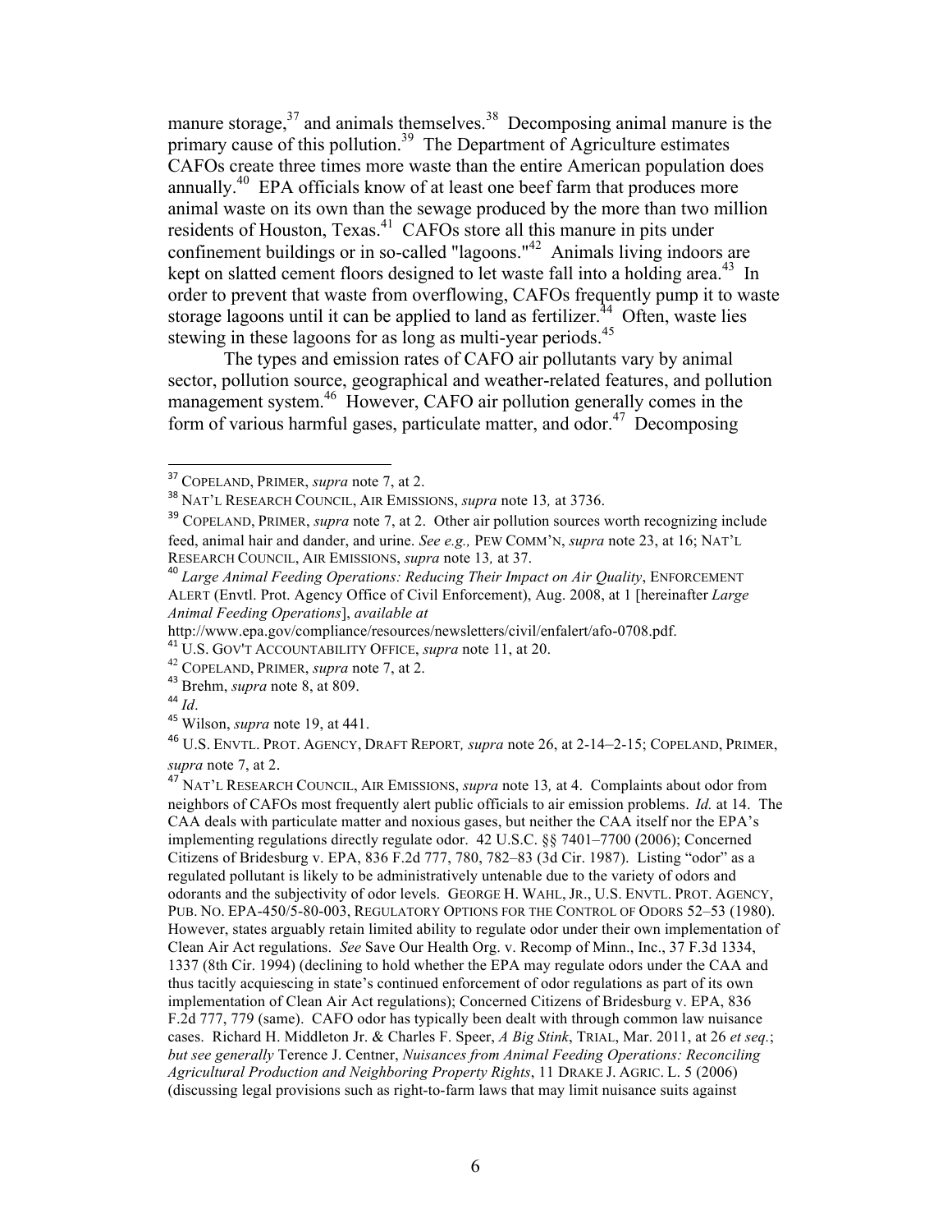manure storage,[37] and animals themselves.[38] Decomposing animal manure is the primary cause of this pollution.[39] The Department of Agriculture estimates CAFOs create three times more waste than the entire American population does annually.[40] EPA officials know of at least one beef farm that produces more animal waste on its own than the sewage produced by the more than two million residents of Houston, Texas.[41] CAFOs store all this manure in pits under confinement buildings or in so-called "lagoons."[42] Animals living indoors are kept on slatted cement floors designed to let waste fall into a holding area.[43] In order to prevent that waste from overflowing, CAFOs frequently pump it to waste storage lagoons until it can be applied to land as fertilizer.[44] Often, waste lies stewing in these lagoons for as long as multi-year periods.[45]

The types and emission rates of CAFO air pollutants vary by animal sector, pollution source, geographical and weather-related features, and pollution management system.[46] However, CAFO air pollution generally comes in the form of various harmful gases, particulate matter, and odor.[47] Decomposing

---

[37] COPELAND, PRIMER, *supra* note 7, at 2.

[38] NAT'L RESEARCH COUNCIL, AIR EMISSIONS, *supra* note 13*,* at 3736.

[39] COPELAND, PRIMER, *supra* note 7, at 2. Other air pollution sources worth recognizing include feed, animal hair and dander, and urine. *See e.g.,* PEW COMM'N, *supra* note 23, at 16; NAT'L RESEARCH COUNCIL, AIR EMISSIONS, *supra* note 13*,* at 37.

[40] *Large Animal Feeding Operations: Reducing Their Impact on Air Quality*, ENFORCEMENT ALERT (Envtl. Prot. Agency Office of Civil Enforcement), Aug. 2008, at 1 [hereinafter *Large Animal Feeding Operations*], *available at* http://www.epa.gov/compliance/resources/newsletters/civil/enfalert/afo-0708.pdf.

[41] U.S. GOV'T ACCOUNTABILITY OFFICE, *supra* note 11, at 20.

[42] COPELAND, PRIMER, *supra* note 7, at 2.

[43] Brehm, *supra* note 8, at 809.

[44] *Id*.

[45] Wilson, *supra* note 19, at 441.

[46] U.S. ENVTL. PROT. AGENCY, DRAFT REPORT*, supra* note 26, at 2-14–2-15; COPELAND, PRIMER, *supra* note 7, at 2.

[47] NAT'L RESEARCH COUNCIL, AIR EMISSIONS, *supra* note 13*,* at 4. Complaints about odor from neighbors of CAFOs most frequently alert public officials to air emission problems. *Id.* at 14. The CAA deals with particulate matter and noxious gases, but neither the CAA itself nor the EPA's implementing regulations directly regulate odor. 42 U.S.C. §§ 7401–7700 (2006); Concerned Citizens of Bridesburg v. EPA, 836 F.2d 777, 780, 782–83 (3d Cir. 1987). Listing "odor" as a regulated pollutant is likely to be administratively untenable due to the variety of odors and odorants and the subjectivity of odor levels. GEORGE H. WAHL, JR., U.S. ENVTL. PROT. AGENCY, PUB. NO. EPA-450/5-80-003, REGULATORY OPTIONS FOR THE CONTROL OF ODORS 52–53 (1980). However, states arguably retain limited ability to regulate odor under their own implementation of Clean Air Act regulations. *See* Save Our Health Org. v. Recomp of Minn., Inc., 37 F.3d 1334, 1337 (8th Cir. 1994) (declining to hold whether the EPA may regulate odors under the CAA and thus tacitly acquiescing in state's continued enforcement of odor regulations as part of its own implementation of Clean Air Act regulations); Concerned Citizens of Bridesburg v. EPA, 836 F.2d 777, 779 (same). CAFO odor has typically been dealt with through common law nuisance cases. Richard H. Middleton Jr. & Charles F. Speer, *A Big Stink*, TRIAL, Mar. 2011, at 26 *et seq.*; *but see generally* Terence J. Centner, *Nuisances from Animal Feeding Operations: Reconciling Agricultural Production and Neighboring Property Rights*, 11 DRAKE J. AGRIC. L. 5 (2006) (discussing legal provisions such as right-to-farm laws that may limit nuisance suits against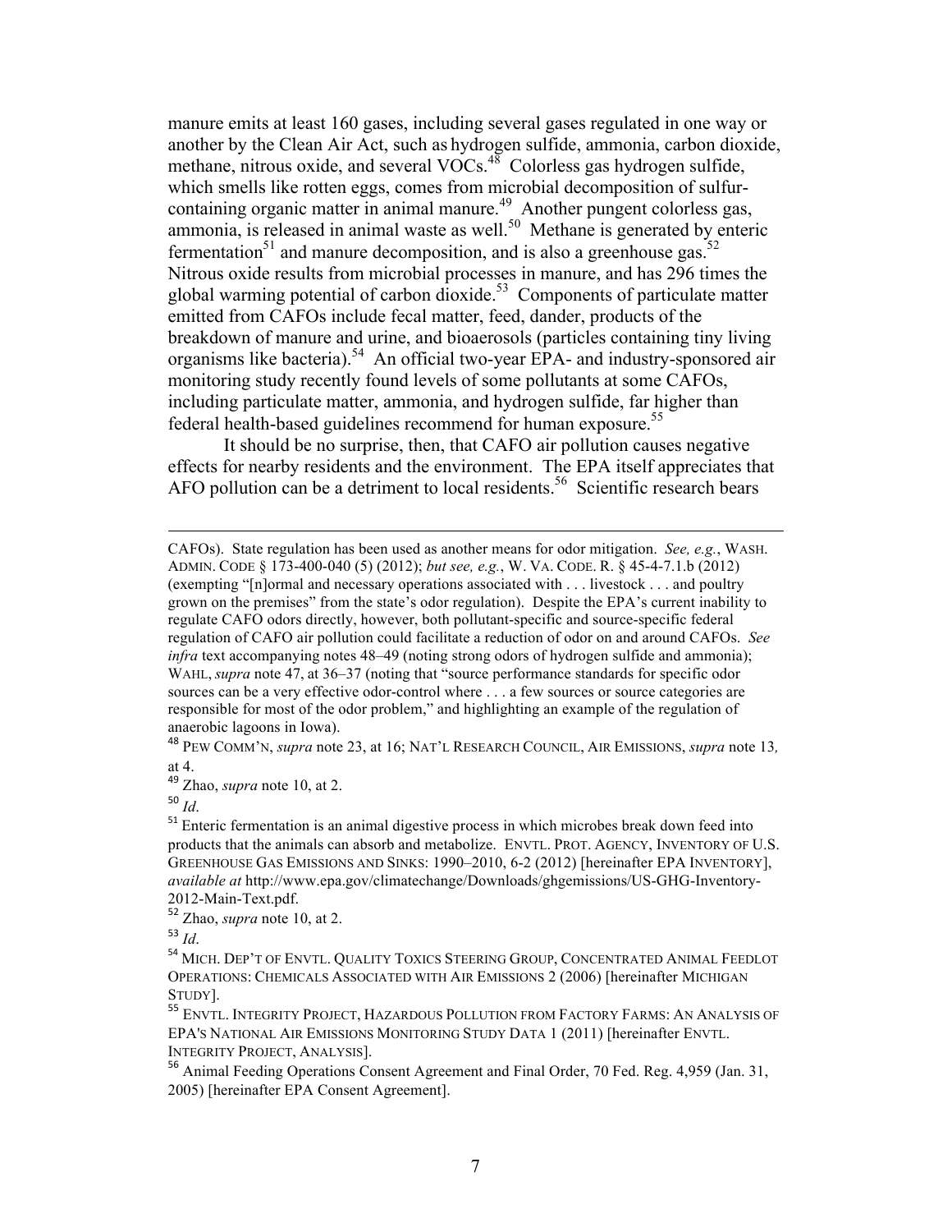manure emits at least 160 gases, including several gases regulated in one way or another by the Clean Air Act, such as hydrogen sulfide, ammonia, carbon dioxide, methane, nitrous oxide, and several VOCs.[48] Colorless gas hydrogen sulfide, which smells like rotten eggs, comes from microbial decomposition of sulfur-containing organic matter in animal manure.[49] Another pungent colorless gas, ammonia, is released in animal waste as well.[50] Methane is generated by enteric fermentation[51] and manure decomposition, and is also a greenhouse gas.[52] Nitrous oxide results from microbial processes in manure, and has 296 times the global warming potential of carbon dioxide.[53] Components of particulate matter emitted from CAFOs include fecal matter, feed, dander, products of the breakdown of manure and urine, and bioaerosols (particles containing tiny living organisms like bacteria).[54] An official two-year EPA- and industry-sponsored air monitoring study recently found levels of some pollutants at some CAFOs, including particulate matter, ammonia, and hydrogen sulfide, far higher than federal health-based guidelines recommend for human exposure.[55]

It should be no surprise, then, that CAFO air pollution causes negative effects for nearby residents and the environment. The EPA itself appreciates that AFO pollution can be a detriment to local residents.[56] Scientific research bears

---

CAFOs). State regulation has been used as another means for odor mitigation. *See, e.g.*, WASH. ADMIN. CODE § 173-400-040 (5) (2012); *but see, e.g.*, W. VA. CODE. R. § 45-4-7.1.b (2012) (exempting "[n]ormal and necessary operations associated with . . . livestock . . . and poultry grown on the premises" from the state's odor regulation). Despite the EPA's current inability to regulate CAFO odors directly, however, both pollutant-specific and source-specific federal regulation of CAFO air pollution could facilitate a reduction of odor on and around CAFOs. *See infra* text accompanying notes 48–49 (noting strong odors of hydrogen sulfide and ammonia); WAHL, *supra* note 47, at 36–37 (noting that "source performance standards for specific odor sources can be a very effective odor-control where . . . a few sources or source categories are responsible for most of the odor problem," and highlighting an example of the regulation of anaerobic lagoons in Iowa).

[48] PEW COMM'N, *supra* note 23, at 16; NAT'L RESEARCH COUNCIL, AIR EMISSIONS, *supra* note 13, at 4.

[49] Zhao, *supra* note 10, at 2.

[50] *Id*.

[51] Enteric fermentation is an animal digestive process in which microbes break down feed into products that the animals can absorb and metabolize. ENVTL. PROT. AGENCY, INVENTORY OF U.S. GREENHOUSE GAS EMISSIONS AND SINKS: 1990–2010, 6-2 (2012) [hereinafter EPA INVENTORY], *available at* http://www.epa.gov/climatechange/Downloads/ghgemissions/US-GHG-Inventory-2012-Main-Text.pdf.

[52] Zhao, *supra* note 10, at 2.

[53] *Id*.

[54] MICH. DEP'T OF ENVTL. QUALITY TOXICS STEERING GROUP, CONCENTRATED ANIMAL FEEDLOT OPERATIONS: CHEMICALS ASSOCIATED WITH AIR EMISSIONS 2 (2006) [hereinafter MICHIGAN STUDY].

[55] ENVTL. INTEGRITY PROJECT, HAZARDOUS POLLUTION FROM FACTORY FARMS: AN ANALYSIS OF EPA'S NATIONAL AIR EMISSIONS MONITORING STUDY DATA 1 (2011) [hereinafter ENVTL. INTEGRITY PROJECT, ANALYSIS].

[56] Animal Feeding Operations Consent Agreement and Final Order, 70 Fed. Reg. 4,959 (Jan. 31, 2005) [hereinafter EPA Consent Agreement].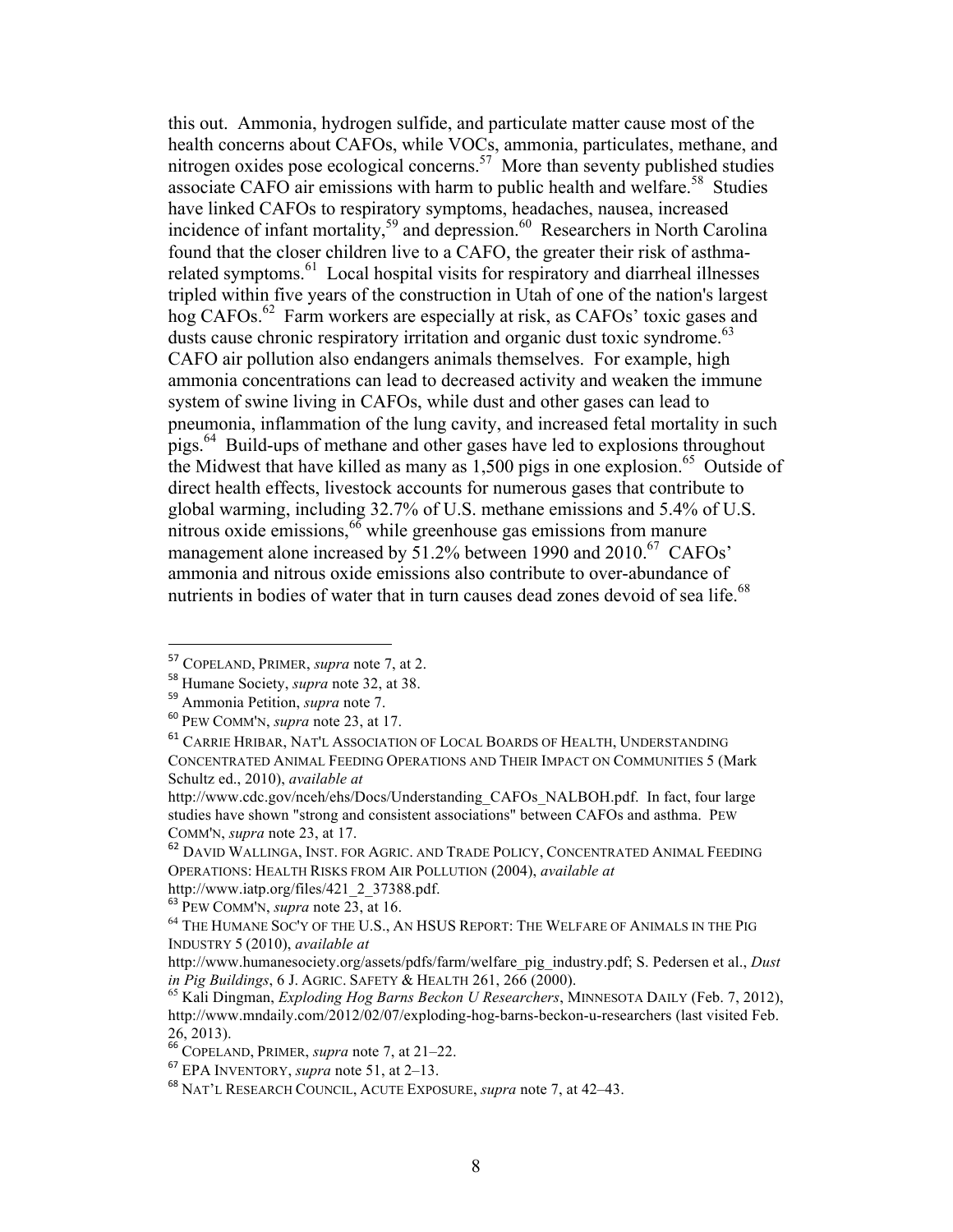this out. Ammonia, hydrogen sulfide, and particulate matter cause most of the health concerns about CAFOs, while VOCs, ammonia, particulates, methane, and nitrogen oxides pose ecological concerns.[57] More than seventy published studies associate CAFO air emissions with harm to public health and welfare.[58] Studies have linked CAFOs to respiratory symptoms, headaches, nausea, increased incidence of infant mortality,[59] and depression.[60] Researchers in North Carolina found that the closer children live to a CAFO, the greater their risk of asthma-related symptoms.[61] Local hospital visits for respiratory and diarrheal illnesses tripled within five years of the construction in Utah of one of the nation's largest hog CAFOs.[62] Farm workers are especially at risk, as CAFOs' toxic gases and dusts cause chronic respiratory irritation and organic dust toxic syndrome.[63] CAFO air pollution also endangers animals themselves. For example, high ammonia concentrations can lead to decreased activity and weaken the immune system of swine living in CAFOs, while dust and other gases can lead to pneumonia, inflammation of the lung cavity, and increased fetal mortality in such pigs.[64] Build-ups of methane and other gases have led to explosions throughout the Midwest that have killed as many as 1,500 pigs in one explosion.[65] Outside of direct health effects, livestock accounts for numerous gases that contribute to global warming, including 32.7% of U.S. methane emissions and 5.4% of U.S. nitrous oxide emissions,[66] while greenhouse gas emissions from manure management alone increased by 51.2% between 1990 and 2010.[67] CAFOs' ammonia and nitrous oxide emissions also contribute to over-abundance of nutrients in bodies of water that in turn causes dead zones devoid of sea life.[68]

---

[57] COPELAND, PRIMER, *supra* note 7, at 2.

[58] Humane Society, *supra* note 32, at 38.

[59] Ammonia Petition, *supra* note 7.

[60] PEW COMM'N, *supra* note 23, at 17.

[61] CARRIE HRIBAR, NAT'L ASSOCIATION OF LOCAL BOARDS OF HEALTH, UNDERSTANDING CONCENTRATED ANIMAL FEEDING OPERATIONS AND THEIR IMPACT ON COMMUNITIES 5 (Mark Schultz ed., 2010), *available at* http://www.cdc.gov/nceh/ehs/Docs/Understanding_CAFOs_NALBOH.pdf. In fact, four large studies have shown "strong and consistent associations" between CAFOs and asthma. PEW COMM'N, *supra* note 23, at 17.

[62] DAVID WALLINGA, INST. FOR AGRIC. AND TRADE POLICY, CONCENTRATED ANIMAL FEEDING OPERATIONS: HEALTH RISKS FROM AIR POLLUTION (2004), *available at* http://www.iatp.org/files/421_2_37388.pdf.

[63] PEW COMM'N, *supra* note 23, at 16.

[64] THE HUMANE SOC'Y OF THE U.S., AN HSUS REPORT: THE WELFARE OF ANIMALS IN THE PIG INDUSTRY 5 (2010), *available at* http://www.humanesociety.org/assets/pdfs/farm/welfare_pig_industry.pdf; S. Pedersen et al., *Dust in Pig Buildings*, 6 J. AGRIC. SAFETY & HEALTH 261, 266 (2000).

[65] Kali Dingman, *Exploding Hog Barns Beckon U Researchers*, MINNESOTA DAILY (Feb. 7, 2012), http://www.mndaily.com/2012/02/07/exploding-hog-barns-beckon-u-researchers (last visited Feb. 26, 2013).

[66] COPELAND, PRIMER, *supra* note 7, at 21–22.

[67] EPA INVENTORY, *supra* note 51, at 2–13.

[68] NAT'L RESEARCH COUNCIL, ACUTE EXPOSURE, *supra* note 7, at 42–43.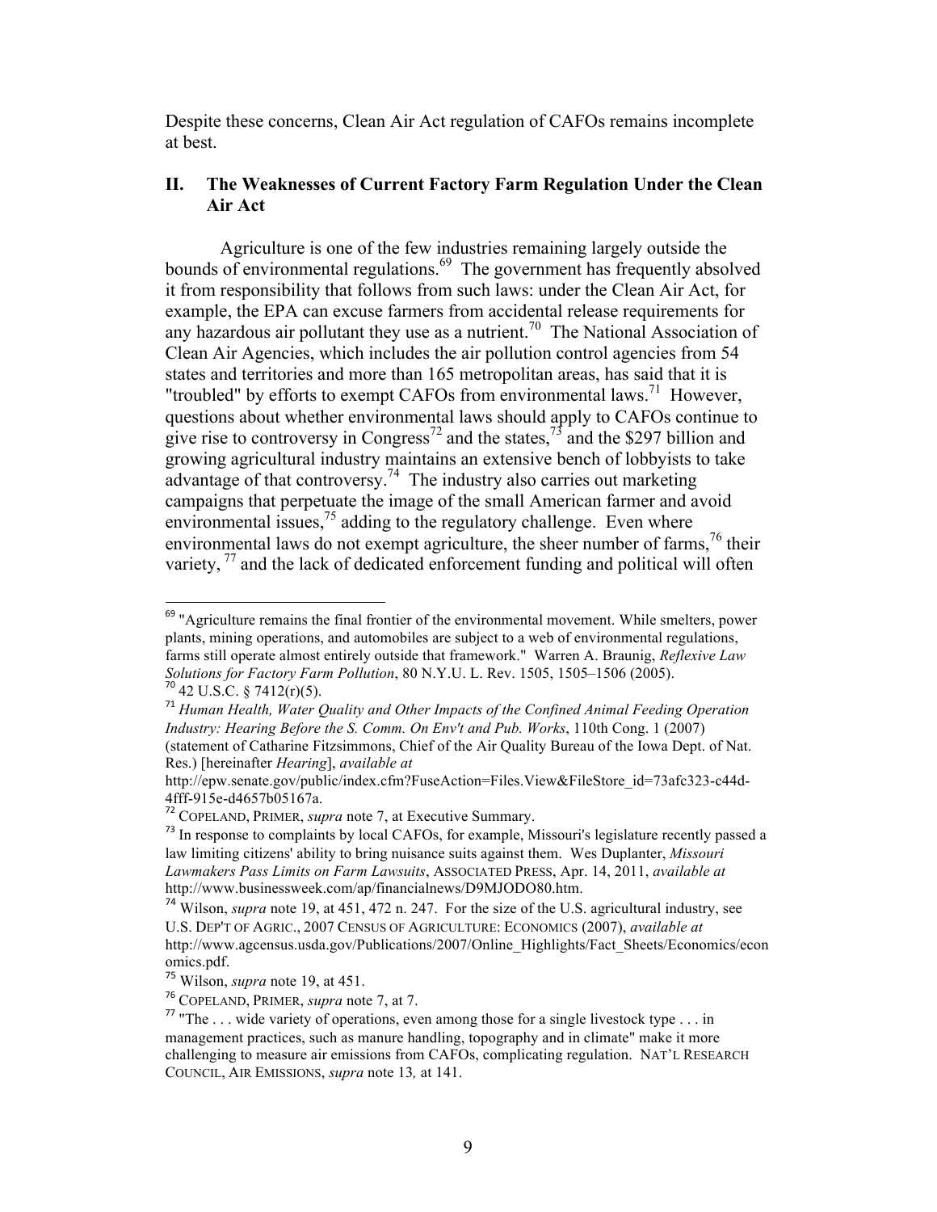Despite these concerns, Clean Air Act regulation of CAFOs remains incomplete at best.

## II. The Weaknesses of Current Factory Farm Regulation Under the Clean Air Act

Agriculture is one of the few industries remaining largely outside the bounds of environmental regulations.[69] The government has frequently absolved it from responsibility that follows from such laws: under the Clean Air Act, for example, the EPA can excuse farmers from accidental release requirements for any hazardous air pollutant they use as a nutrient.[70] The National Association of Clean Air Agencies, which includes the air pollution control agencies from 54 states and territories and more than 165 metropolitan areas, has said that it is "troubled" by efforts to exempt CAFOs from environmental laws.[71] However, questions about whether environmental laws should apply to CAFOs continue to give rise to controversy in Congress[72] and the states,[73] and the $297 billion and growing agricultural industry maintains an extensive bench of lobbyists to take advantage of that controversy.[74] The industry also carries out marketing campaigns that perpetuate the image of the small American farmer and avoid environmental issues,[75] adding to the regulatory challenge. Even where environmental laws do not exempt agriculture, the sheer number of farms,[76] their variety,[77] and the lack of dedicated enforcement funding and political will often

---

[69] "Agriculture remains the final frontier of the environmental movement. While smelters, power plants, mining operations, and automobiles are subject to a web of environmental regulations, farms still operate almost entirely outside that framework." Warren A. Braunig, *Reflexive Law Solutions for Factory Farm Pollution*, 80 N.Y.U. L. Rev. 1505, 1505–1506 (2005).

[70] 42 U.S.C. § 7412(r)(5).

[71] *Human Health, Water Quality and Other Impacts of the Confined Animal Feeding Operation Industry: Hearing Before the S. Comm. On Env't and Pub. Works*, 110th Cong. 1 (2007) (statement of Catharine Fitzsimmons, Chief of the Air Quality Bureau of the Iowa Dept. of Nat. Res.) [hereinafter *Hearing*], *available at* http://epw.senate.gov/public/index.cfm?FuseAction=Files.View&FileStore_id=73afc323-c44d-4fff-915e-d4657b05167a.

[72] COPELAND, PRIMER, *supra* note 7, at Executive Summary.

[73] In response to complaints by local CAFOs, for example, Missouri's legislature recently passed a law limiting citizens' ability to bring nuisance suits against them. Wes Duplanter, *Missouri Lawmakers Pass Limits on Farm Lawsuits*, ASSOCIATED PRESS, Apr. 14, 2011, *available at* http://www.businessweek.com/ap/financialnews/D9MJODO80.htm.

[74] Wilson, *supra* note 19, at 451, 472 n. 247. For the size of the U.S. agricultural industry, see U.S. DEP'T OF AGRIC., 2007 CENSUS OF AGRICULTURE: ECONOMICS (2007), *available at* http://www.agcensus.usda.gov/Publications/2007/Online_Highlights/Fact_Sheets/Economics/economics.pdf.

[75] Wilson, *supra* note 19, at 451.

[76] COPELAND, PRIMER, *supra* note 7, at 7.

[77] "The . . . wide variety of operations, even among those for a single livestock type . . . in management practices, such as manure handling, topography and in climate" make it more challenging to measure air emissions from CAFOs, complicating regulation. NAT'L RESEARCH COUNCIL, AIR EMISSIONS, *supra* note 13, at 141.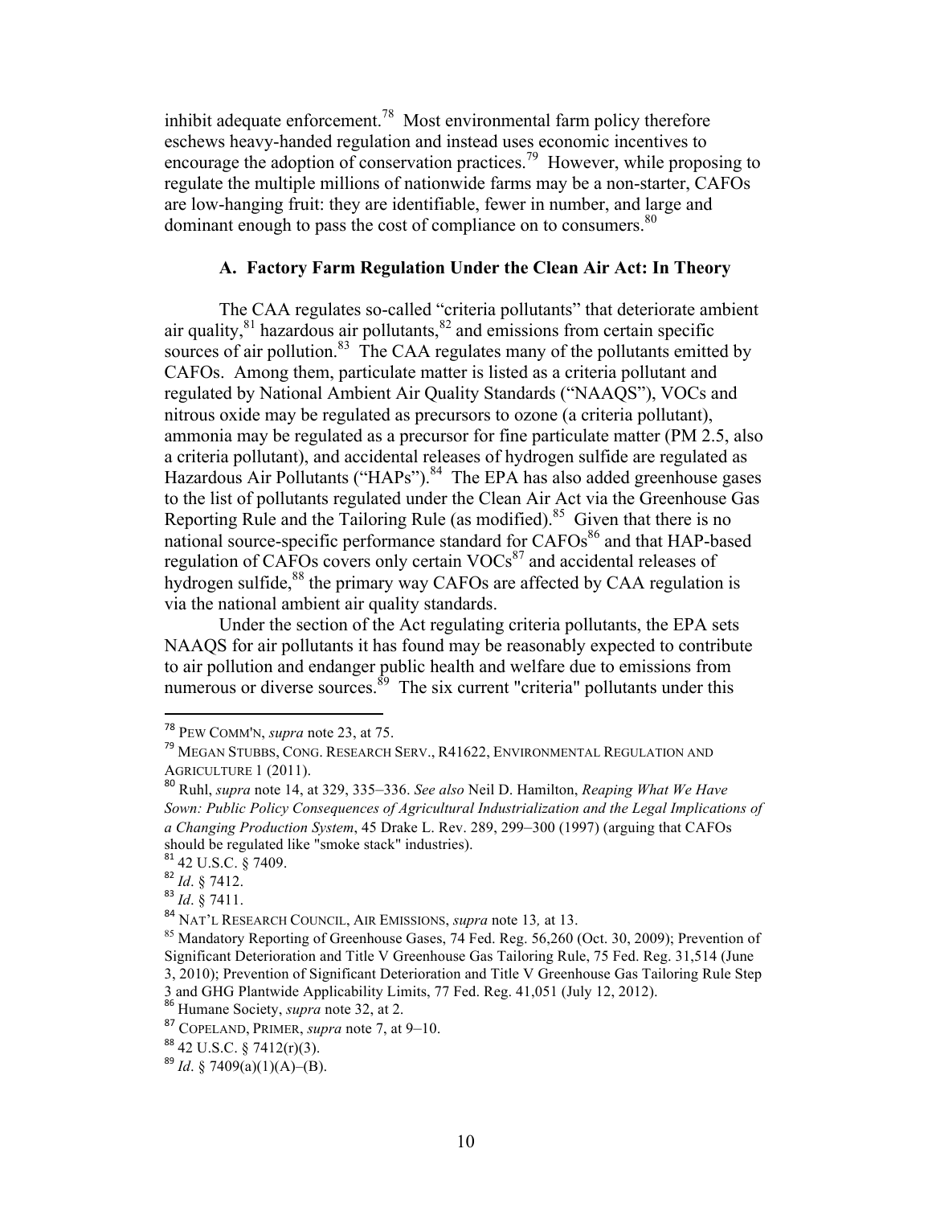inhibit adequate enforcement.[78] Most environmental farm policy therefore eschews heavy-handed regulation and instead uses economic incentives to encourage the adoption of conservation practices.[79] However, while proposing to regulate the multiple millions of nationwide farms may be a non-starter, CAFOs are low-hanging fruit: they are identifiable, fewer in number, and large and dominant enough to pass the cost of compliance on to consumers.[80]

### A. Factory Farm Regulation Under the Clean Air Act: In Theory

The CAA regulates so-called "criteria pollutants" that deteriorate ambient air quality,[81] hazardous air pollutants,[82] and emissions from certain specific sources of air pollution.[83] The CAA regulates many of the pollutants emitted by CAFOs. Among them, particulate matter is listed as a criteria pollutant and regulated by National Ambient Air Quality Standards ("NAAQS"), VOCs and nitrous oxide may be regulated as precursors to ozone (a criteria pollutant), ammonia may be regulated as a precursor for fine particulate matter (PM 2.5, also a criteria pollutant), and accidental releases of hydrogen sulfide are regulated as Hazardous Air Pollutants ("HAPs").[84] The EPA has also added greenhouse gases to the list of pollutants regulated under the Clean Air Act via the Greenhouse Gas Reporting Rule and the Tailoring Rule (as modified).[85] Given that there is no national source-specific performance standard for CAFOs[86] and that HAP-based regulation of CAFOs covers only certain VOCs[87] and accidental releases of hydrogen sulfide,[88] the primary way CAFOs are affected by CAA regulation is via the national ambient air quality standards.

Under the section of the Act regulating criteria pollutants, the EPA sets NAAQS for air pollutants it has found may be reasonably expected to contribute to air pollution and endanger public health and welfare due to emissions from numerous or diverse sources.[89] The six current "criteria" pollutants under this

---

[78] PEW COMM'N, *supra* note 23, at 75.

[79] MEGAN STUBBS, CONG. RESEARCH SERV., R41622, ENVIRONMENTAL REGULATION AND AGRICULTURE 1 (2011).

[80] Ruhl, *supra* note 14, at 329, 335–336. *See also* Neil D. Hamilton, *Reaping What We Have Sown: Public Policy Consequences of Agricultural Industrialization and the Legal Implications of a Changing Production System*, 45 Drake L. Rev. 289, 299–300 (1997) (arguing that CAFOs should be regulated like "smoke stack" industries).

[81] 42 U.S.C. § 7409.

[82] *Id*. § 7412.

[83] *Id*. § 7411.

[84] NAT'L RESEARCH COUNCIL, AIR EMISSIONS, *supra* note 13*,* at 13.

[85] Mandatory Reporting of Greenhouse Gases, 74 Fed. Reg. 56,260 (Oct. 30, 2009); Prevention of Significant Deterioration and Title V Greenhouse Gas Tailoring Rule, 75 Fed. Reg. 31,514 (June 3, 2010); Prevention of Significant Deterioration and Title V Greenhouse Gas Tailoring Rule Step 3 and GHG Plantwide Applicability Limits, 77 Fed. Reg. 41,051 (July 12, 2012).

[86] Humane Society, *supra* note 32, at 2.

[87] COPELAND, PRIMER, *supra* note 7, at 9–10.

[88] 42 U.S.C. § 7412(r)(3).

[89] *Id*. § 7409(a)(1)(A)–(B).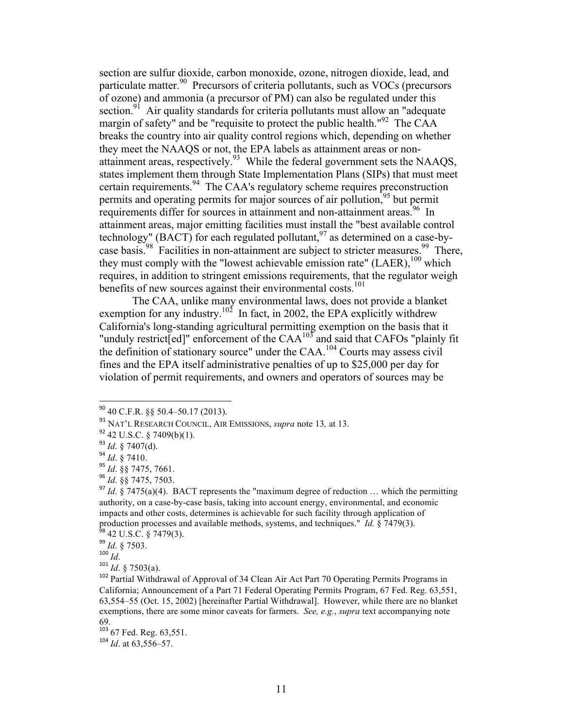section are sulfur dioxide, carbon monoxide, ozone, nitrogen dioxide, lead, and particulate matter.[90] Precursors of criteria pollutants, such as VOCs (precursors of ozone) and ammonia (a precursor of PM) can also be regulated under this section.[91] Air quality standards for criteria pollutants must allow an "adequate margin of safety" and be "requisite to protect the public health."[92] The CAA breaks the country into air quality control regions which, depending on whether they meet the NAAQS or not, the EPA labels as attainment areas or non-attainment areas, respectively.[93] While the federal government sets the NAAQS, states implement them through State Implementation Plans (SIPs) that must meet certain requirements.[94] The CAA's regulatory scheme requires preconstruction permits and operating permits for major sources of air pollution,[95] but permit requirements differ for sources in attainment and non-attainment areas.[96] In attainment areas, major emitting facilities must install the "best available control technology" (BACT) for each regulated pollutant,[97] as determined on a case-by-case basis.[98] Facilities in non-attainment are subject to stricter measures.[99] There, they must comply with the "lowest achievable emission rate" (LAER),[100] which requires, in addition to stringent emissions requirements, that the regulator weigh benefits of new sources against their environmental costs.[101]

The CAA, unlike many environmental laws, does not provide a blanket exemption for any industry.[102] In fact, in 2002, the EPA explicitly withdrew California's long-standing agricultural permitting exemption on the basis that it "unduly restrict[ed]" enforcement of the CAA[103] and said that CAFOs "plainly fit the definition of stationary source" under the CAA.[104] Courts may assess civil fines and the EPA itself administrative penalties of up to $25,000 per day for violation of permit requirements, and owners and operators of sources may be

---

[90] 40 C.F.R. §§ 50.4–50.17 (2013).

[91] NAT'L RESEARCH COUNCIL, AIR EMISSIONS, *supra* note 13*,* at 13.

[92] 42 U.S.C. § 7409(b)(1).

[93] *Id*. § 7407(d).

[94] *Id*. § 7410.

[95] *Id*. §§ 7475, 7661.

[96] *Id*. §§ 7475, 7503.

[97] *Id*. § 7475(a)(4). BACT represents the "maximum degree of reduction … which the permitting authority, on a case-by-case basis, taking into account energy, environmental, and economic impacts and other costs, determines is achievable for such facility through application of production processes and available methods, systems, and techniques." *Id.* § 7479(3).

[98] 42 U.S.C. § 7479(3).

[99] *Id*. § 7503.

[100] *Id*.

[101] *Id*. § 7503(a).

[102] Partial Withdrawal of Approval of 34 Clean Air Act Part 70 Operating Permits Programs in California; Announcement of a Part 71 Federal Operating Permits Program, 67 Fed. Reg. 63,551, 63,554–55 (Oct. 15, 2002) [hereinafter Partial Withdrawal]. However, while there are no blanket exemptions, there are some minor caveats for farmers. *See, e.g.*, *supra* text accompanying note 69.

[103] 67 Fed. Reg. 63,551.

[104] *Id*. at 63,556–57.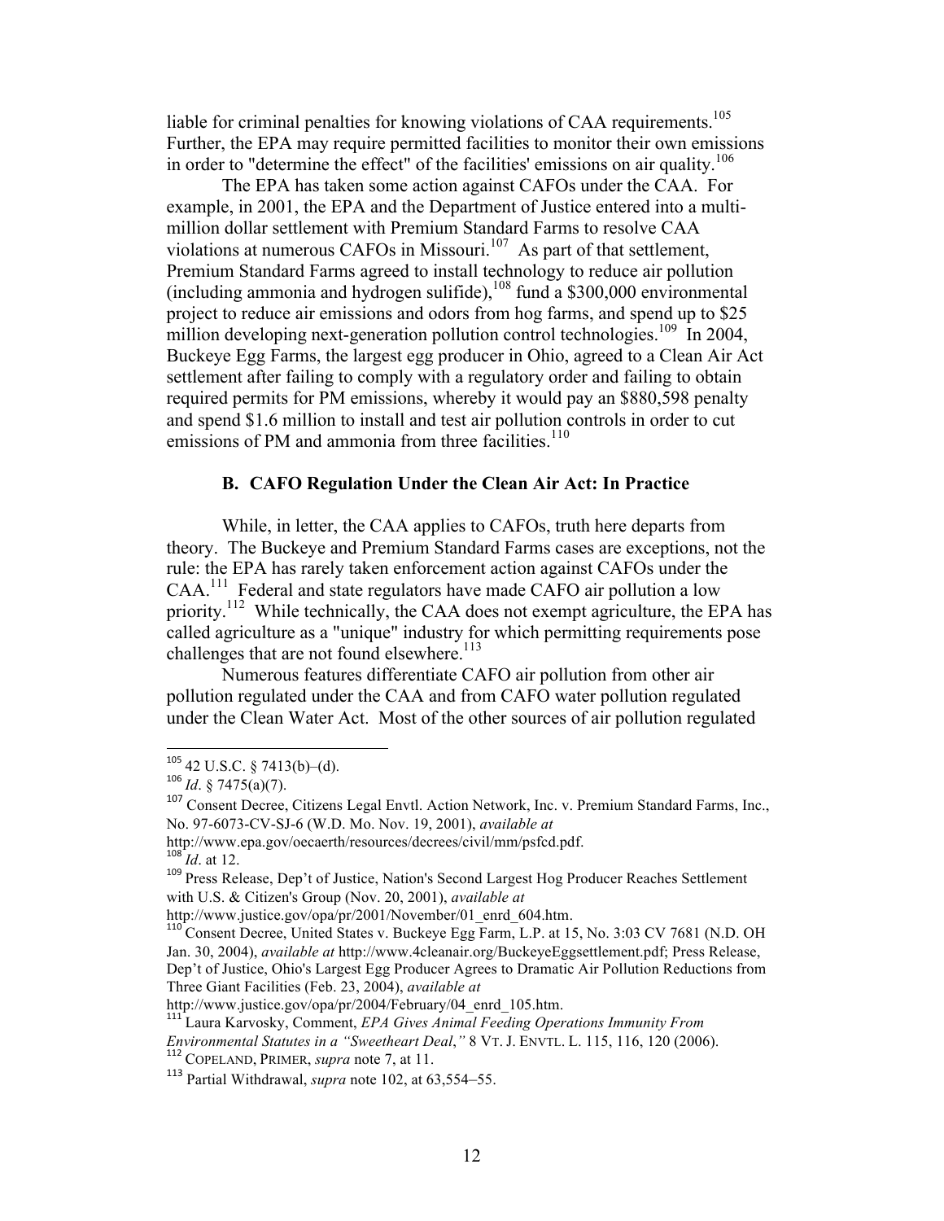liable for criminal penalties for knowing violations of CAA requirements.[105] Further, the EPA may require permitted facilities to monitor their own emissions in order to "determine the effect" of the facilities' emissions on air quality.[106]

The EPA has taken some action against CAFOs under the CAA. For example, in 2001, the EPA and the Department of Justice entered into a multi-million dollar settlement with Premium Standard Farms to resolve CAA violations at numerous CAFOs in Missouri.[107] As part of that settlement, Premium Standard Farms agreed to install technology to reduce air pollution (including ammonia and hydrogen sulifide),[108] fund a $300,000 environmental project to reduce air emissions and odors from hog farms, and spend up to $25 million developing next-generation pollution control technologies.[109] In 2004, Buckeye Egg Farms, the largest egg producer in Ohio, agreed to a Clean Air Act settlement after failing to comply with a regulatory order and failing to obtain required permits for PM emissions, whereby it would pay an $880,598 penalty and spend $1.6 million to install and test air pollution controls in order to cut emissions of PM and ammonia from three facilities.[110]

### B. CAFO Regulation Under the Clean Air Act: In Practice

While, in letter, the CAA applies to CAFOs, truth here departs from theory. The Buckeye and Premium Standard Farms cases are exceptions, not the rule: the EPA has rarely taken enforcement action against CAFOs under the CAA.[111] Federal and state regulators have made CAFO air pollution a low priority.[112] While technically, the CAA does not exempt agriculture, the EPA has called agriculture as a "unique" industry for which permitting requirements pose challenges that are not found elsewhere.[113]

Numerous features differentiate CAFO air pollution from other air pollution regulated under the CAA and from CAFO water pollution regulated under the Clean Water Act. Most of the other sources of air pollution regulated

---

[105] 42 U.S.C. § 7413(b)–(d).

[106] *Id*. § 7475(a)(7).

[107] Consent Decree, Citizens Legal Envtl. Action Network, Inc. v. Premium Standard Farms, Inc., No. 97-6073-CV-SJ-6 (W.D. Mo. Nov. 19, 2001), *available at* http://www.epa.gov/oecaerth/resources/decrees/civil/mm/psfcd.pdf.

[108] *Id*. at 12.

[109] Press Release, Dep't of Justice, Nation's Second Largest Hog Producer Reaches Settlement with U.S. & Citizen's Group (Nov. 20, 2001), *available at* http://www.justice.gov/opa/pr/2001/November/01_enrd_604.htm.

[110] Consent Decree, United States v. Buckeye Egg Farm, L.P. at 15, No. 3:03 CV 7681 (N.D. OH Jan. 30, 2004), *available at* http://www.4cleanair.org/BuckeyeEggsettlement.pdf; Press Release, Dep't of Justice, Ohio's Largest Egg Producer Agrees to Dramatic Air Pollution Reductions from Three Giant Facilities (Feb. 23, 2004), *available at* http://www.justice.gov/opa/pr/2004/February/04_enrd_105.htm.

[111] Laura Karvosky, Comment, *EPA Gives Animal Feeding Operations Immunity From Environmental Statutes in a "Sweetheart Deal*,*"* 8 VT. J. ENVTL. L. 115, 116, 120 (2006).

[112] COPELAND, PRIMER, *supra* note 7, at 11.

[113] Partial Withdrawal, *supra* note 102, at 63,554–55.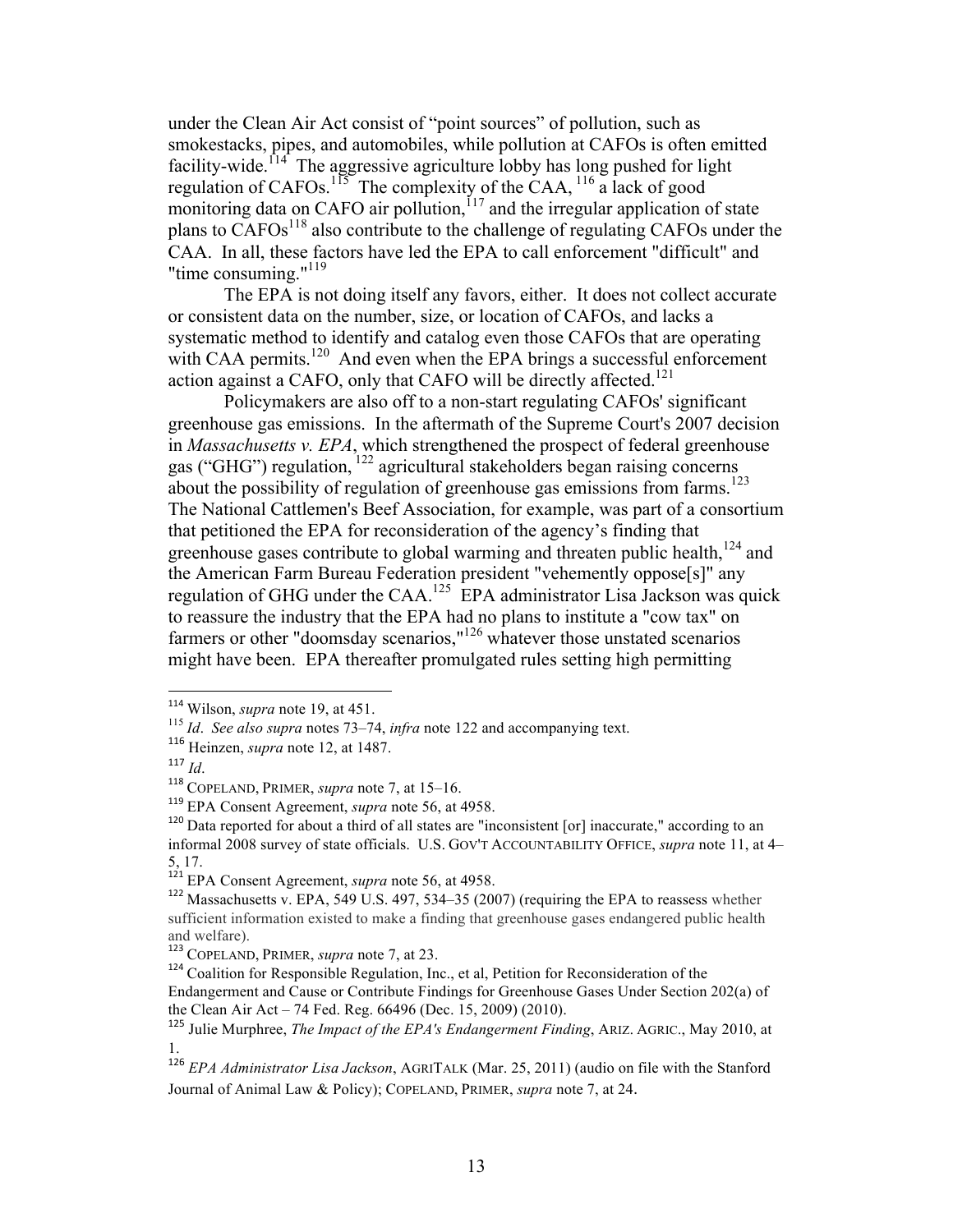under the Clean Air Act consist of "point sources" of pollution, such as smokestacks, pipes, and automobiles, while pollution at CAFOs is often emitted facility-wide.[114] The aggressive agriculture lobby has long pushed for light regulation of CAFOs.[115] The complexity of the CAA, [116] a lack of good monitoring data on CAFO air pollution,[117] and the irregular application of state plans to CAFOs[118] also contribute to the challenge of regulating CAFOs under the CAA. In all, these factors have led the EPA to call enforcement "difficult" and "time consuming."[119]

The EPA is not doing itself any favors, either. It does not collect accurate or consistent data on the number, size, or location of CAFOs, and lacks a systematic method to identify and catalog even those CAFOs that are operating with CAA permits.[120] And even when the EPA brings a successful enforcement action against a CAFO, only that CAFO will be directly affected.[121]

Policymakers are also off to a non-start regulating CAFOs' significant greenhouse gas emissions. In the aftermath of the Supreme Court's 2007 decision in *Massachusetts v. EPA*, which strengthened the prospect of federal greenhouse gas ("GHG") regulation, [122] agricultural stakeholders began raising concerns about the possibility of regulation of greenhouse gas emissions from farms.[123] The National Cattlemen's Beef Association, for example, was part of a consortium that petitioned the EPA for reconsideration of the agency's finding that greenhouse gases contribute to global warming and threaten public health,[124] and the American Farm Bureau Federation president "vehemently oppose[s]" any regulation of GHG under the CAA.[125] EPA administrator Lisa Jackson was quick to reassure the industry that the EPA had no plans to institute a "cow tax" on farmers or other "doomsday scenarios,"[126] whatever those unstated scenarios might have been. EPA thereafter promulgated rules setting high permitting

---

[114] Wilson, *supra* note 19, at 451.

[115] *Id*. *See also supra* notes 73–74, *infra* note 122 and accompanying text.

[116] Heinzen, *supra* note 12, at 1487.

[117] *Id*.

[118] COPELAND, PRIMER, *supra* note 7, at 15–16.

[119] EPA Consent Agreement, *supra* note 56, at 4958.

[120] Data reported for about a third of all states are "inconsistent [or] inaccurate," according to an informal 2008 survey of state officials. U.S. GOV'T ACCOUNTABILITY OFFICE, *supra* note 11, at 4–5, 17.

[121] EPA Consent Agreement, *supra* note 56, at 4958.

[122] Massachusetts v. EPA, 549 U.S. 497, 534–35 (2007) (requiring the EPA to reassess whether sufficient information existed to make a finding that greenhouse gases endangered public health and welfare).

[123] COPELAND, PRIMER, *supra* note 7, at 23.

[124] Coalition for Responsible Regulation, Inc., et al, Petition for Reconsideration of the Endangerment and Cause or Contribute Findings for Greenhouse Gases Under Section 202(a) of the Clean Air Act – 74 Fed. Reg. 66496 (Dec. 15, 2009) (2010).

[125] Julie Murphree, *The Impact of the EPA's Endangerment Finding*, ARIZ. AGRIC., May 2010, at 1.

[126] *EPA Administrator Lisa Jackson*, AGRITALK (Mar. 25, 2011) (audio on file with the Stanford Journal of Animal Law & Policy); COPELAND, PRIMER, *supra* note 7, at 24.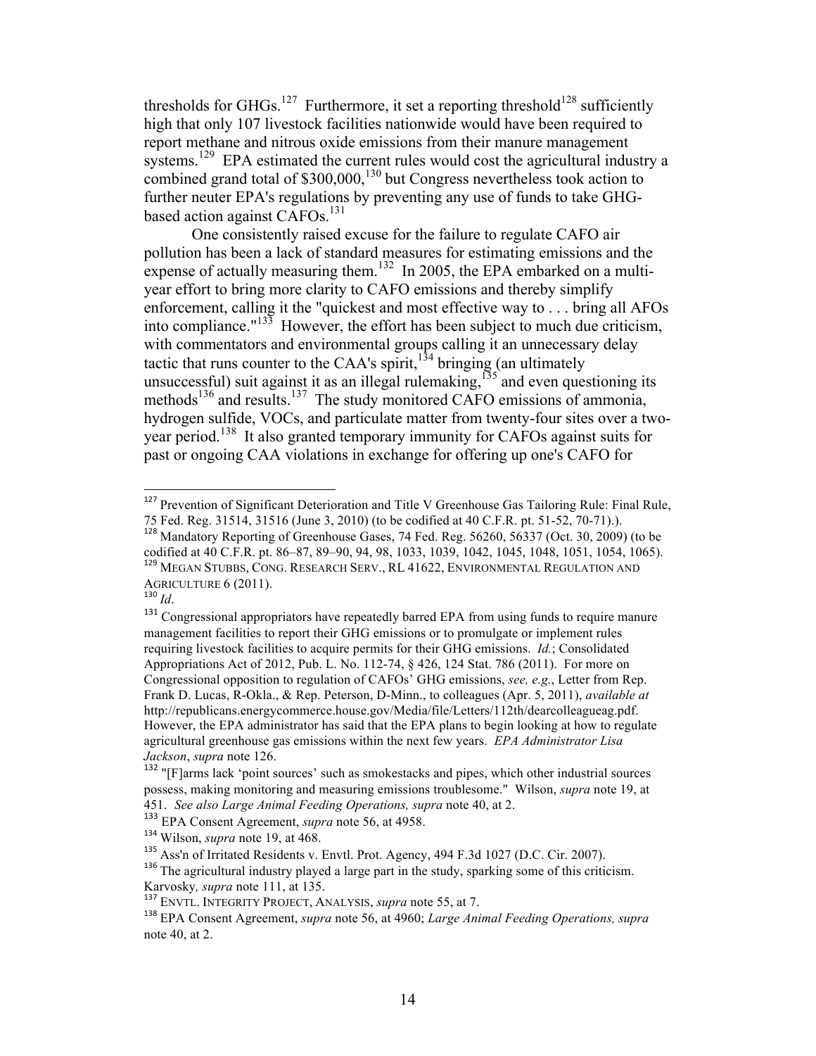thresholds for GHGs.[127] Furthermore, it set a reporting threshold[128] sufficiently high that only 107 livestock facilities nationwide would have been required to report methane and nitrous oxide emissions from their manure management systems.[129] EPA estimated the current rules would cost the agricultural industry a combined grand total of $300,000,[130] but Congress nevertheless took action to further neuter EPA's regulations by preventing any use of funds to take GHG-based action against CAFOs.[131]

One consistently raised excuse for the failure to regulate CAFO air pollution has been a lack of standard measures for estimating emissions and the expense of actually measuring them.[132] In 2005, the EPA embarked on a multi-year effort to bring more clarity to CAFO emissions and thereby simplify enforcement, calling it the "quickest and most effective way to . . . bring all AFOs into compliance."[133] However, the effort has been subject to much due criticism, with commentators and environmental groups calling it an unnecessary delay tactic that runs counter to the CAA's spirit,[134] bringing (an ultimately unsuccessful) suit against it as an illegal rulemaking,[135] and even questioning its methods[136] and results.[137] The study monitored CAFO emissions of ammonia, hydrogen sulfide, VOCs, and particulate matter from twenty-four sites over a two-year period.[138] It also granted temporary immunity for CAFOs against suits for past or ongoing CAA violations in exchange for offering up one's CAFO for

---

[127] Prevention of Significant Deterioration and Title V Greenhouse Gas Tailoring Rule: Final Rule, 75 Fed. Reg. 31514, 31516 (June 3, 2010) (to be codified at 40 C.F.R. pt. 51-52, 70-71).).

[128] Mandatory Reporting of Greenhouse Gases, 74 Fed. Reg. 56260, 56337 (Oct. 30, 2009) (to be codified at 40 C.F.R. pt. 86–87, 89–90, 94, 98, 1033, 1039, 1042, 1045, 1048, 1051, 1054, 1065).

[129] MEGAN STUBBS, CONG. RESEARCH SERV., RL 41622, ENVIRONMENTAL REGULATION AND AGRICULTURE 6 (2011).

[130] *Id*.

[131] Congressional appropriators have repeatedly barred EPA from using funds to require manure management facilities to report their GHG emissions or to promulgate or implement rules requiring livestock facilities to acquire permits for their GHG emissions. *Id.*; Consolidated Appropriations Act of 2012, Pub. L. No. 112-74, § 426, 124 Stat. 786 (2011). For more on Congressional opposition to regulation of CAFOs' GHG emissions, *see, e.g.*, Letter from Rep. Frank D. Lucas, R-Okla., & Rep. Peterson, D-Minn., to colleagues (Apr. 5, 2011), *available at* http://republicans.energycommerce.house.gov/Media/file/Letters/112th/dearcolleagueag.pdf. However, the EPA administrator has said that the EPA plans to begin looking at how to regulate agricultural greenhouse gas emissions within the next few years. *EPA Administrator Lisa Jackson*, *supra* note 126.

[132] "[F]arms lack 'point sources' such as smokestacks and pipes, which other industrial sources possess, making monitoring and measuring emissions troublesome." Wilson, *supra* note 19, at 451. *See also Large Animal Feeding Operations, supra* note 40, at 2.

[133] EPA Consent Agreement, *supra* note 56, at 4958.

[134] Wilson, *supra* note 19, at 468.

[135] Ass'n of Irritated Residents v. Envtl. Prot. Agency, 494 F.3d 1027 (D.C. Cir. 2007).

[136] The agricultural industry played a large part in the study, sparking some of this criticism. Karvosky*, supra* note 111, at 135.

[137] ENVTL. INTEGRITY PROJECT, ANALYSIS, *supra* note 55, at 7.

[138] EPA Consent Agreement, *supra* note 56, at 4960; *Large Animal Feeding Operations, supra* note 40, at 2.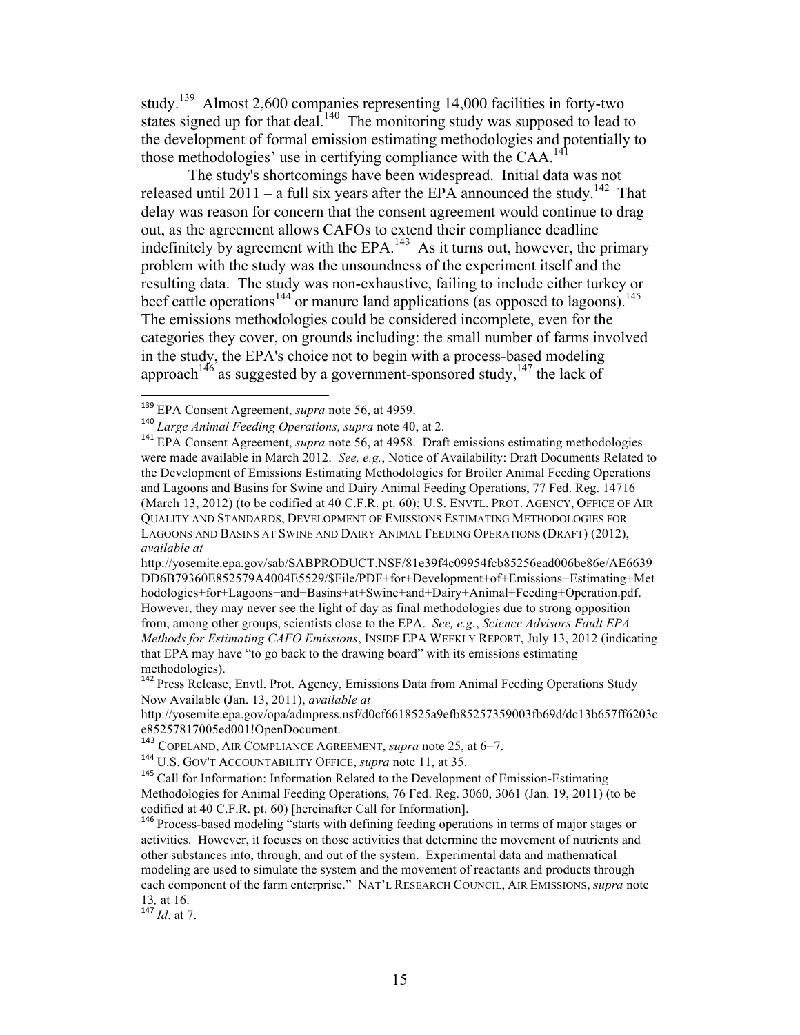study.[139] Almost 2,600 companies representing 14,000 facilities in forty-two states signed up for that deal.[140] The monitoring study was supposed to lead to the development of formal emission estimating methodologies and potentially to those methodologies' use in certifying compliance with the CAA.[141]

The study's shortcomings have been widespread. Initial data was not released until 2011 – a full six years after the EPA announced the study.[142] That delay was reason for concern that the consent agreement would continue to drag out, as the agreement allows CAFOs to extend their compliance deadline indefinitely by agreement with the EPA.[143] As it turns out, however, the primary problem with the study was the unsoundness of the experiment itself and the resulting data. The study was non-exhaustive, failing to include either turkey or beef cattle operations[144] or manure land applications (as opposed to lagoons).[145] The emissions methodologies could be considered incomplete, even for the categories they cover, on grounds including: the small number of farms involved in the study, the EPA's choice not to begin with a process-based modeling approach[146] as suggested by a government-sponsored study,[147] the lack of

---

[139] EPA Consent Agreement, *supra* note 56, at 4959.

[140] *Large Animal Feeding Operations, supra* note 40, at 2.

[141] EPA Consent Agreement, *supra* note 56, at 4958. Draft emissions estimating methodologies were made available in March 2012. *See, e.g.*, Notice of Availability: Draft Documents Related to the Development of Emissions Estimating Methodologies for Broiler Animal Feeding Operations and Lagoons and Basins for Swine and Dairy Animal Feeding Operations, 77 Fed. Reg. 14716 (March 13, 2012) (to be codified at 40 C.F.R. pt. 60); U.S. ENVTL. PROT. AGENCY, OFFICE OF AIR QUALITY AND STANDARDS, DEVELOPMENT OF EMISSIONS ESTIMATING METHODOLOGIES FOR LAGOONS AND BASINS AT SWINE AND DAIRY ANIMAL FEEDING OPERATIONS (DRAFT) (2012), *available at* http://yosemite.epa.gov/sab/SABPRODUCT.NSF/81e39f4c09954fcb85256ead006be86e/AE6639DD6B79360E852579A4004E5529/$File/PDF+for+Development+of+Emissions+Estimating+Methodologies+for+Lagoons+and+Basins+at+Swine+and+Dairy+Animal+Feeding+Operation.pdf. However, they may never see the light of day as final methodologies due to strong opposition from, among other groups, scientists close to the EPA. *See, e.g.*, *Science Advisors Fault EPA Methods for Estimating CAFO Emissions*, INSIDE EPA WEEKLY REPORT, July 13, 2012 (indicating that EPA may have "to go back to the drawing board" with its emissions estimating methodologies).

[142] Press Release, Envtl. Prot. Agency, Emissions Data from Animal Feeding Operations Study Now Available (Jan. 13, 2011), *available at* http://yosemite.epa.gov/opa/admpress.nsf/d0cf6618525a9efb85257359003fb69d/dc13b657ff6203ce85257817005ed001!OpenDocument.

[143] COPELAND, AIR COMPLIANCE AGREEMENT, *supra* note 25, at 6–7.

[144] U.S. GOV'T ACCOUNTABILITY OFFICE, *supra* note 11, at 35.

[145] Call for Information: Information Related to the Development of Emission-Estimating Methodologies for Animal Feeding Operations, 76 Fed. Reg. 3060, 3061 (Jan. 19, 2011) (to be codified at 40 C.F.R. pt. 60) [hereinafter Call for Information].

[146] Process-based modeling "starts with defining feeding operations in terms of major stages or activities. However, it focuses on those activities that determine the movement of nutrients and other substances into, through, and out of the system. Experimental data and mathematical modeling are used to simulate the system and the movement of reactants and products through each component of the farm enterprise." NAT'L RESEARCH COUNCIL, AIR EMISSIONS, *supra* note 13*,* at 16.

[147] *Id*. at 7.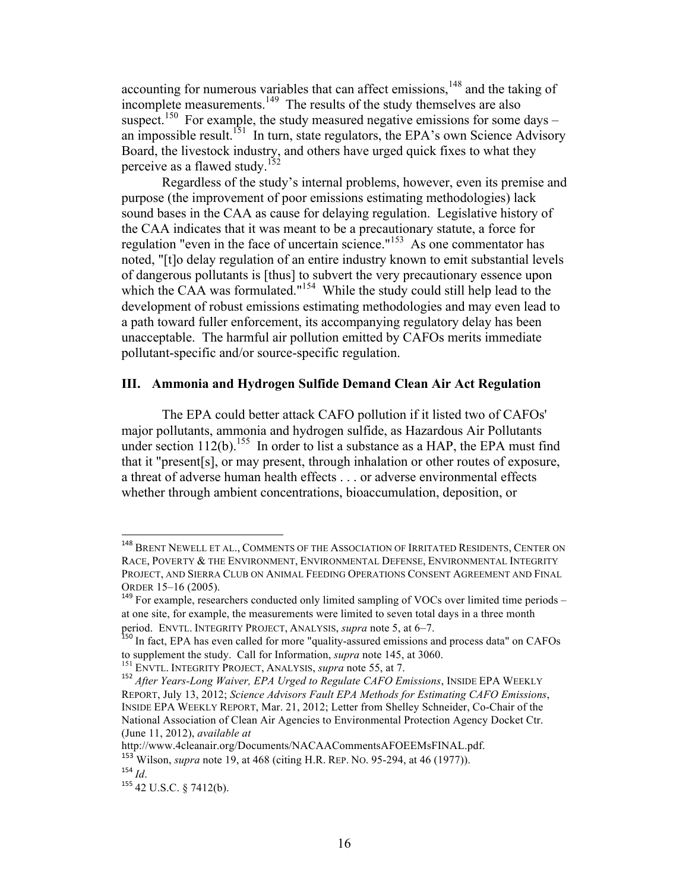accounting for numerous variables that can affect emissions,[148] and the taking of incomplete measurements.[149] The results of the study themselves are also suspect.[150] For example, the study measured negative emissions for some days – an impossible result.[151] In turn, state regulators, the EPA's own Science Advisory Board, the livestock industry, and others have urged quick fixes to what they perceive as a flawed study.[152]

Regardless of the study's internal problems, however, even its premise and purpose (the improvement of poor emissions estimating methodologies) lack sound bases in the CAA as cause for delaying regulation. Legislative history of the CAA indicates that it was meant to be a precautionary statute, a force for regulation "even in the face of uncertain science."[153] As one commentator has noted, "[t]o delay regulation of an entire industry known to emit substantial levels of dangerous pollutants is [thus] to subvert the very precautionary essence upon which the CAA was formulated."[154] While the study could still help lead to the development of robust emissions estimating methodologies and may even lead to a path toward fuller enforcement, its accompanying regulatory delay has been unacceptable. The harmful air pollution emitted by CAFOs merits immediate pollutant-specific and/or source-specific regulation.

## III. Ammonia and Hydrogen Sulfide Demand Clean Air Act Regulation

The EPA could better attack CAFO pollution if it listed two of CAFOs' major pollutants, ammonia and hydrogen sulfide, as Hazardous Air Pollutants under section 112(b).[155] In order to list a substance as a HAP, the EPA must find that it "present[s], or may present, through inhalation or other routes of exposure, a threat of adverse human health effects . . . or adverse environmental effects whether through ambient concentrations, bioaccumulation, deposition, or

---

[148] BRENT NEWELL ET AL., COMMENTS OF THE ASSOCIATION OF IRRITATED RESIDENTS, CENTER ON RACE, POVERTY & THE ENVIRONMENT, ENVIRONMENTAL DEFENSE, ENVIRONMENTAL INTEGRITY PROJECT, AND SIERRA CLUB ON ANIMAL FEEDING OPERATIONS CONSENT AGREEMENT AND FINAL ORDER 15–16 (2005).

[149] For example, researchers conducted only limited sampling of VOCs over limited time periods – at one site, for example, the measurements were limited to seven total days in a three month period. ENVTL. INTEGRITY PROJECT, ANALYSIS, *supra* note 5, at 6–7.

[150] In fact, EPA has even called for more "quality-assured emissions and process data" on CAFOs to supplement the study. Call for Information, *supra* note 145, at 3060.

[151] ENVTL. INTEGRITY PROJECT, ANALYSIS, *supra* note 55, at 7.

[152] *After Years-Long Waiver, EPA Urged to Regulate CAFO Emissions*, INSIDE EPA WEEKLY REPORT, July 13, 2012; *Science Advisors Fault EPA Methods for Estimating CAFO Emissions*, INSIDE EPA WEEKLY REPORT, Mar. 21, 2012; Letter from Shelley Schneider, Co-Chair of the National Association of Clean Air Agencies to Environmental Protection Agency Docket Ctr. (June 11, 2012), *available at* http://www.4cleanair.org/Documents/NACAACommentsAFOEEMsFINAL.pdf.

[153] Wilson, *supra* note 19, at 468 (citing H.R. REP. NO. 95-294, at 46 (1977)).

[154] *Id*.

[155] 42 U.S.C. § 7412(b).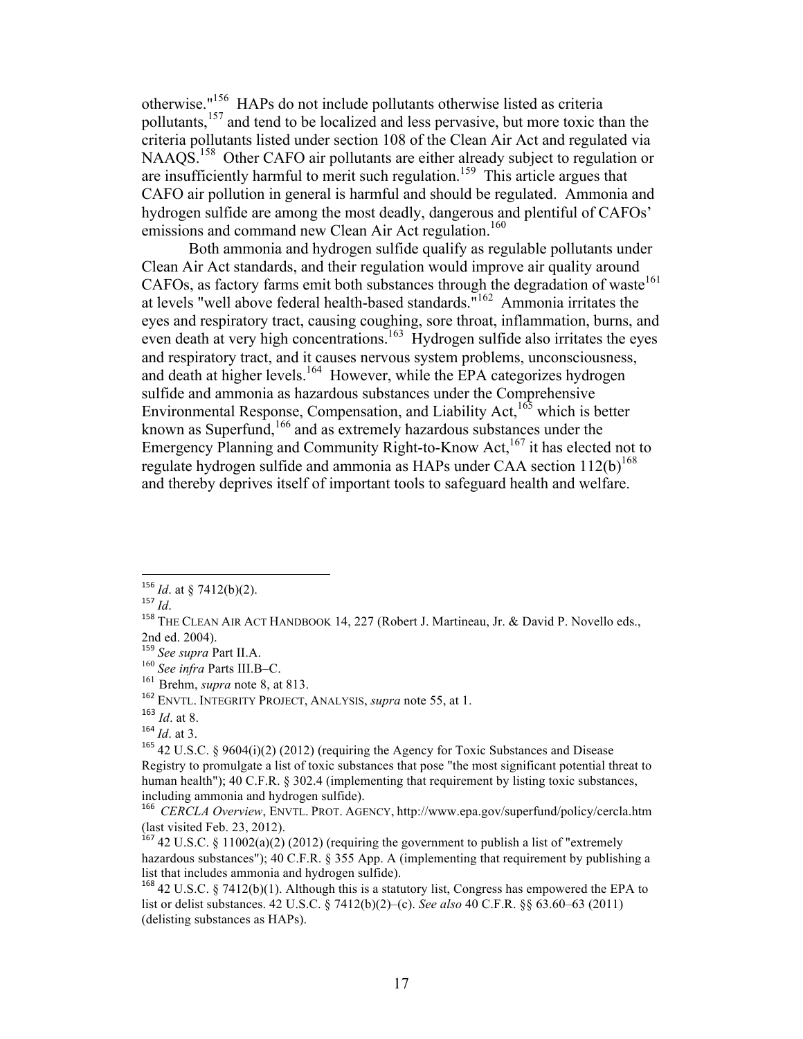otherwise."[156] HAPs do not include pollutants otherwise listed as criteria pollutants,[157] and tend to be localized and less pervasive, but more toxic than the criteria pollutants listed under section 108 of the Clean Air Act and regulated via NAAQS.[158] Other CAFO air pollutants are either already subject to regulation or are insufficiently harmful to merit such regulation.[159] This article argues that CAFO air pollution in general is harmful and should be regulated. Ammonia and hydrogen sulfide are among the most deadly, dangerous and plentiful of CAFOs' emissions and command new Clean Air Act regulation.[160]

Both ammonia and hydrogen sulfide qualify as regulable pollutants under Clean Air Act standards, and their regulation would improve air quality around CAFOs, as factory farms emit both substances through the degradation of waste[161] at levels "well above federal health-based standards."[162] Ammonia irritates the eyes and respiratory tract, causing coughing, sore throat, inflammation, burns, and even death at very high concentrations.[163] Hydrogen sulfide also irritates the eyes and respiratory tract, and it causes nervous system problems, unconsciousness, and death at higher levels.[164] However, while the EPA categorizes hydrogen sulfide and ammonia as hazardous substances under the Comprehensive Environmental Response, Compensation, and Liability Act,[165] which is better known as Superfund,[166] and as extremely hazardous substances under the Emergency Planning and Community Right-to-Know Act,[167] it has elected not to regulate hydrogen sulfide and ammonia as HAPs under CAA section 112(b)[168] and thereby deprives itself of important tools to safeguard health and welfare.

---

[156] *Id*. at § 7412(b)(2).

[157] *Id*.

[158] THE CLEAN AIR ACT HANDBOOK 14, 227 (Robert J. Martineau, Jr. & David P. Novello eds., 2nd ed. 2004).

[159] *See supra* Part II.A.

[160] *See infra* Parts III.B–C.

[161] Brehm, *supra* note 8, at 813.

[162] ENVTL. INTEGRITY PROJECT, ANALYSIS, *supra* note 55, at 1.

[163] *Id*. at 8.

[164] *Id*. at 3.

[165] 42 U.S.C. § 9604(i)(2) (2012) (requiring the Agency for Toxic Substances and Disease Registry to promulgate a list of toxic substances that pose "the most significant potential threat to human health"); 40 C.F.R. § 302.4 (implementing that requirement by listing toxic substances, including ammonia and hydrogen sulfide).

[166] *CERCLA Overview*, ENVTL. PROT. AGENCY, http://www.epa.gov/superfund/policy/cercla.htm (last visited Feb. 23, 2012).

[167] 42 U.S.C. § 11002(a)(2) (2012) (requiring the government to publish a list of "extremely hazardous substances"); 40 C.F.R. § 355 App. A (implementing that requirement by publishing a list that includes ammonia and hydrogen sulfide).

[168] 42 U.S.C. § 7412(b)(1). Although this is a statutory list, Congress has empowered the EPA to list or delist substances. 42 U.S.C. § 7412(b)(2)–(c). *See also* 40 C.F.R. §§ 63.60–63 (2011) (delisting substances as HAPs).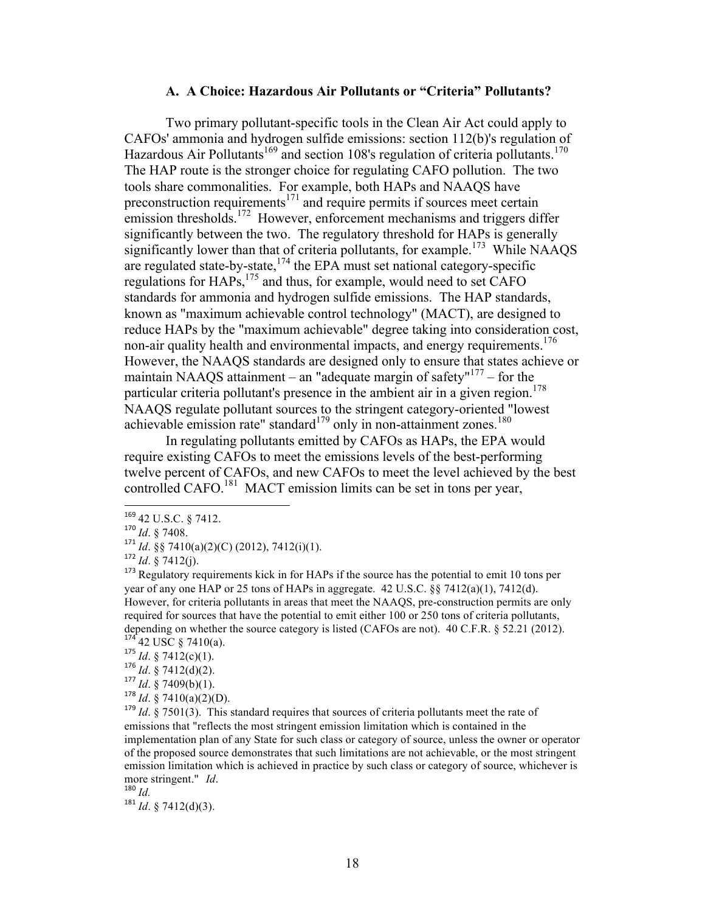### A. A Choice: Hazardous Air Pollutants or "Criteria" Pollutants?

Two primary pollutant-specific tools in the Clean Air Act could apply to CAFOs' ammonia and hydrogen sulfide emissions: section 112(b)'s regulation of Hazardous Air Pollutants[169] and section 108's regulation of criteria pollutants.[170] The HAP route is the stronger choice for regulating CAFO pollution. The two tools share commonalities. For example, both HAPs and NAAQS have preconstruction requirements[171] and require permits if sources meet certain emission thresholds.[172] However, enforcement mechanisms and triggers differ significantly between the two. The regulatory threshold for HAPs is generally significantly lower than that of criteria pollutants, for example.[173] While NAAQS are regulated state-by-state,[174] the EPA must set national category-specific regulations for HAPs,[175] and thus, for example, would need to set CAFO standards for ammonia and hydrogen sulfide emissions. The HAP standards, known as "maximum achievable control technology" (MACT), are designed to reduce HAPs by the "maximum achievable" degree taking into consideration cost, non-air quality health and environmental impacts, and energy requirements.[176] However, the NAAQS standards are designed only to ensure that states achieve or maintain NAAQS attainment – an "adequate margin of safety"[177] – for the particular criteria pollutant's presence in the ambient air in a given region.[178] NAAQS regulate pollutant sources to the stringent category-oriented "lowest achievable emission rate" standard[179] only in non-attainment zones.[180]

In regulating pollutants emitted by CAFOs as HAPs, the EPA would require existing CAFOs to meet the emissions levels of the best-performing twelve percent of CAFOs, and new CAFOs to meet the level achieved by the best controlled CAFO.[181] MACT emission limits can be set in tons per year,

---

[169] 42 U.S.C. § 7412.

[170] *Id*. § 7408.

[171] *Id*. §§ 7410(a)(2)(C) (2012), 7412(i)(1).

[172] *Id*. § 7412(j).

[173] Regulatory requirements kick in for HAPs if the source has the potential to emit 10 tons per year of any one HAP or 25 tons of HAPs in aggregate. 42 U.S.C. §§ 7412(a)(1), 7412(d). However, for criteria pollutants in areas that meet the NAAQS, pre-construction permits are only required for sources that have the potential to emit either 100 or 250 tons of criteria pollutants, depending on whether the source category is listed (CAFOs are not). 40 C.F.R. § 52.21 (2012).

[174] 42 USC § 7410(a).

[175] *Id*. § 7412(c)(1).

[176] *Id*. § 7412(d)(2).

[177] *Id*. § 7409(b)(1).

[178] *Id*. § 7410(a)(2)(D).

[179] *Id*. § 7501(3). This standard requires that sources of criteria pollutants meet the rate of emissions that "reflects the most stringent emission limitation which is contained in the implementation plan of any State for such class or category of source, unless the owner or operator of the proposed source demonstrates that such limitations are not achievable, or the most stringent emission limitation which is achieved in practice by such class or category of source, whichever is more stringent." *Id*.

[180] *Id.*

[181] *Id*. § 7412(d)(3).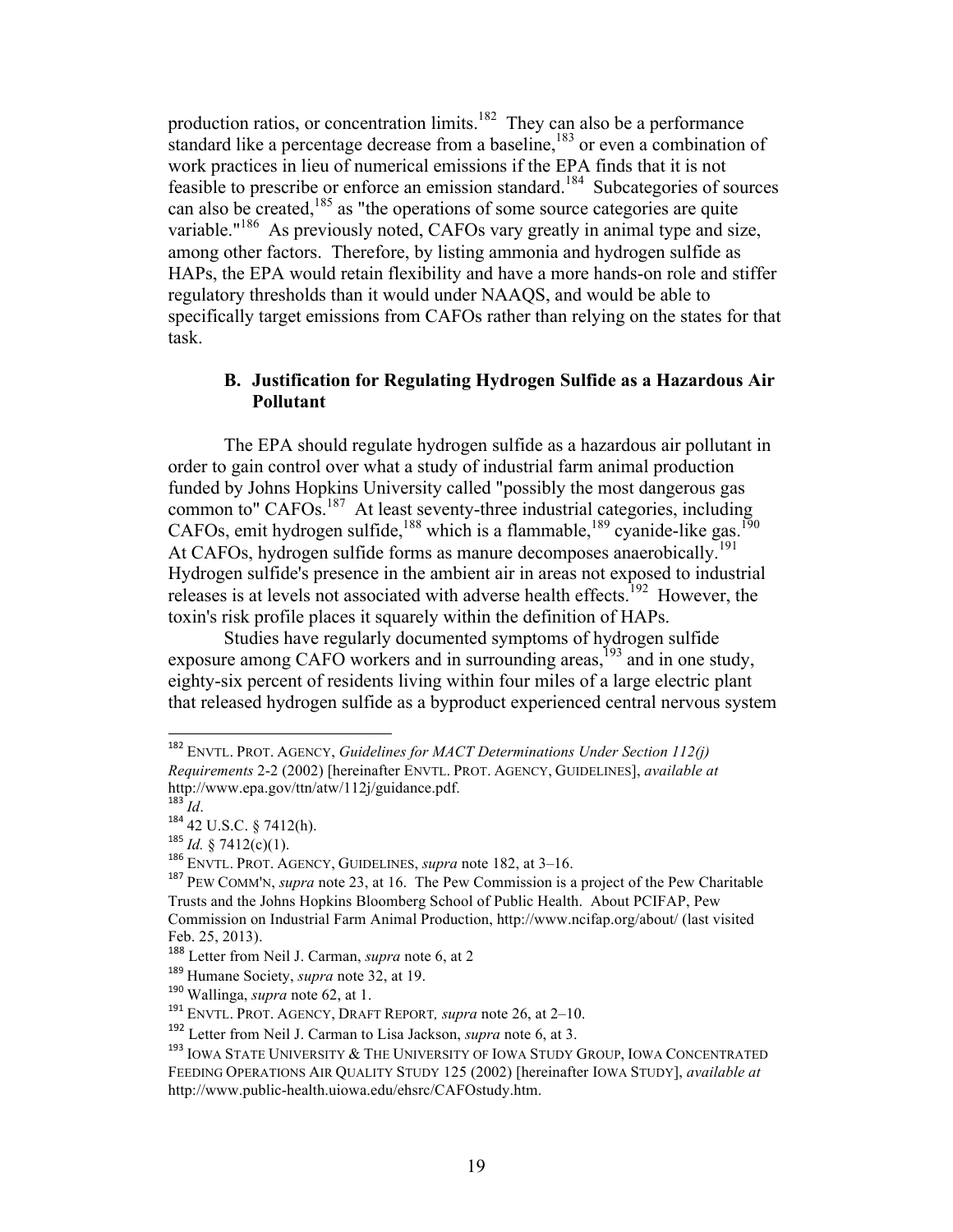production ratios, or concentration limits.[182] They can also be a performance standard like a percentage decrease from a baseline,[183] or even a combination of work practices in lieu of numerical emissions if the EPA finds that it is not feasible to prescribe or enforce an emission standard.[184] Subcategories of sources can also be created,[185] as "the operations of some source categories are quite variable."[186] As previously noted, CAFOs vary greatly in animal type and size, among other factors. Therefore, by listing ammonia and hydrogen sulfide as HAPs, the EPA would retain flexibility and have a more hands-on role and stiffer regulatory thresholds than it would under NAAQS, and would be able to specifically target emissions from CAFOs rather than relying on the states for that task.

### B. Justification for Regulating Hydrogen Sulfide as a Hazardous Air Pollutant

The EPA should regulate hydrogen sulfide as a hazardous air pollutant in order to gain control over what a study of industrial farm animal production funded by Johns Hopkins University called "possibly the most dangerous gas common to" CAFOs.[187] At least seventy-three industrial categories, including CAFOs, emit hydrogen sulfide,[188] which is a flammable,[189] cyanide-like gas.[190] At CAFOs, hydrogen sulfide forms as manure decomposes anaerobically.[191] Hydrogen sulfide's presence in the ambient air in areas not exposed to industrial releases is at levels not associated with adverse health effects.[192] However, the toxin's risk profile places it squarely within the definition of HAPs.

Studies have regularly documented symptoms of hydrogen sulfide exposure among CAFO workers and in surrounding areas,[193] and in one study, eighty-six percent of residents living within four miles of a large electric plant that released hydrogen sulfide as a byproduct experienced central nervous system

---

[182] ENVTL. PROT. AGENCY, *Guidelines for MACT Determinations Under Section 112(j) Requirements* 2-2 (2002) [hereinafter ENVTL. PROT. AGENCY, GUIDELINES], *available at* http://www.epa.gov/ttn/atw/112j/guidance.pdf.

[183] *Id*.

[184] 42 U.S.C. § 7412(h).

[185] *Id.* § 7412(c)(1).

[186] ENVTL. PROT. AGENCY, GUIDELINES, *supra* note 182, at 3–16.

[187] PEW COMM'N, *supra* note 23, at 16. The Pew Commission is a project of the Pew Charitable Trusts and the Johns Hopkins Bloomberg School of Public Health. About PCIFAP, Pew Commission on Industrial Farm Animal Production, http://www.ncifap.org/about/ (last visited Feb. 25, 2013).

[188] Letter from Neil J. Carman, *supra* note 6, at 2

[189] Humane Society, *supra* note 32, at 19.

[190] Wallinga, *supra* note 62, at 1.

[191] ENVTL. PROT. AGENCY, DRAFT REPORT*, supra* note 26, at 2–10.

[192] Letter from Neil J. Carman to Lisa Jackson, *supra* note 6, at 3.

[193] IOWA STATE UNIVERSITY & THE UNIVERSITY OF IOWA STUDY GROUP, IOWA CONCENTRATED FEEDING OPERATIONS AIR QUALITY STUDY 125 (2002) [hereinafter IOWA STUDY], *available at* http://www.public-health.uiowa.edu/ehsrc/CAFOstudy.htm.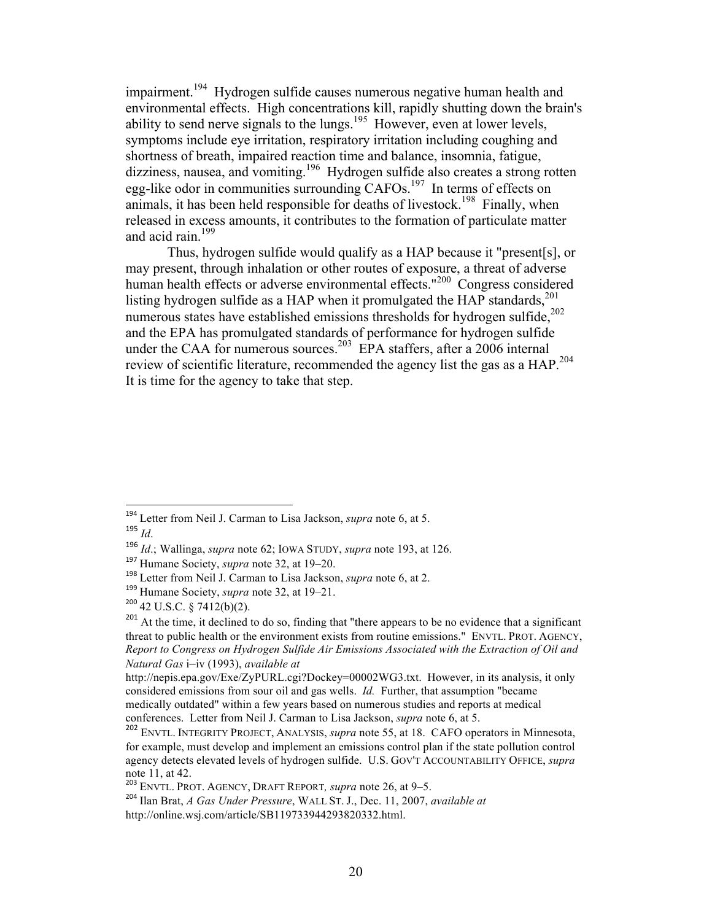impairment.[194] Hydrogen sulfide causes numerous negative human health and environmental effects. High concentrations kill, rapidly shutting down the brain's ability to send nerve signals to the lungs.[195] However, even at lower levels, symptoms include eye irritation, respiratory irritation including coughing and shortness of breath, impaired reaction time and balance, insomnia, fatigue, dizziness, nausea, and vomiting.[196] Hydrogen sulfide also creates a strong rotten egg-like odor in communities surrounding CAFOs.[197] In terms of effects on animals, it has been held responsible for deaths of livestock.[198] Finally, when released in excess amounts, it contributes to the formation of particulate matter and acid rain.[199]

Thus, hydrogen sulfide would qualify as a HAP because it "present[s], or may present, through inhalation or other routes of exposure, a threat of adverse human health effects or adverse environmental effects."[200] Congress considered listing hydrogen sulfide as a HAP when it promulgated the HAP standards,[201] numerous states have established emissions thresholds for hydrogen sulfide,[202] and the EPA has promulgated standards of performance for hydrogen sulfide under the CAA for numerous sources.[203] EPA staffers, after a 2006 internal review of scientific literature, recommended the agency list the gas as a HAP.[204] It is time for the agency to take that step.

---

[194] Letter from Neil J. Carman to Lisa Jackson, *supra* note 6, at 5.

[195] *Id*.

[196] *Id*.; Wallinga, *supra* note 62; IOWA STUDY, *supra* note 193, at 126.

[197] Humane Society, *supra* note 32, at 19–20.

[198] Letter from Neil J. Carman to Lisa Jackson, *supra* note 6, at 2.

[199] Humane Society, *supra* note 32, at 19–21.

[200] 42 U.S.C. § 7412(b)(2).

[201] At the time, it declined to do so, finding that "there appears to be no evidence that a significant threat to public health or the environment exists from routine emissions." ENVTL. PROT. AGENCY, *Report to Congress on Hydrogen Sulfide Air Emissions Associated with the Extraction of Oil and Natural Gas* i–iv (1993), *available at* http://nepis.epa.gov/Exe/ZyPURL.cgi?Dockey=00002WG3.txt. However, in its analysis, it only considered emissions from sour oil and gas wells. *Id.* Further, that assumption "became medically outdated" within a few years based on numerous studies and reports at medical conferences. Letter from Neil J. Carman to Lisa Jackson, *supra* note 6, at 5.

[202] ENVTL. INTEGRITY PROJECT, ANALYSIS, *supra* note 55, at 18. CAFO operators in Minnesota, for example, must develop and implement an emissions control plan if the state pollution control agency detects elevated levels of hydrogen sulfide. U.S. GOV'T ACCOUNTABILITY OFFICE, *supra* note 11, at 42.

[203] ENVTL. PROT. AGENCY, DRAFT REPORT*, supra* note 26, at 9–5.

[204] Ilan Brat, *A Gas Under Pressure*, WALL ST. J., Dec. 11, 2007, *available at* http://online.wsj.com/article/SB119733944293820332.html.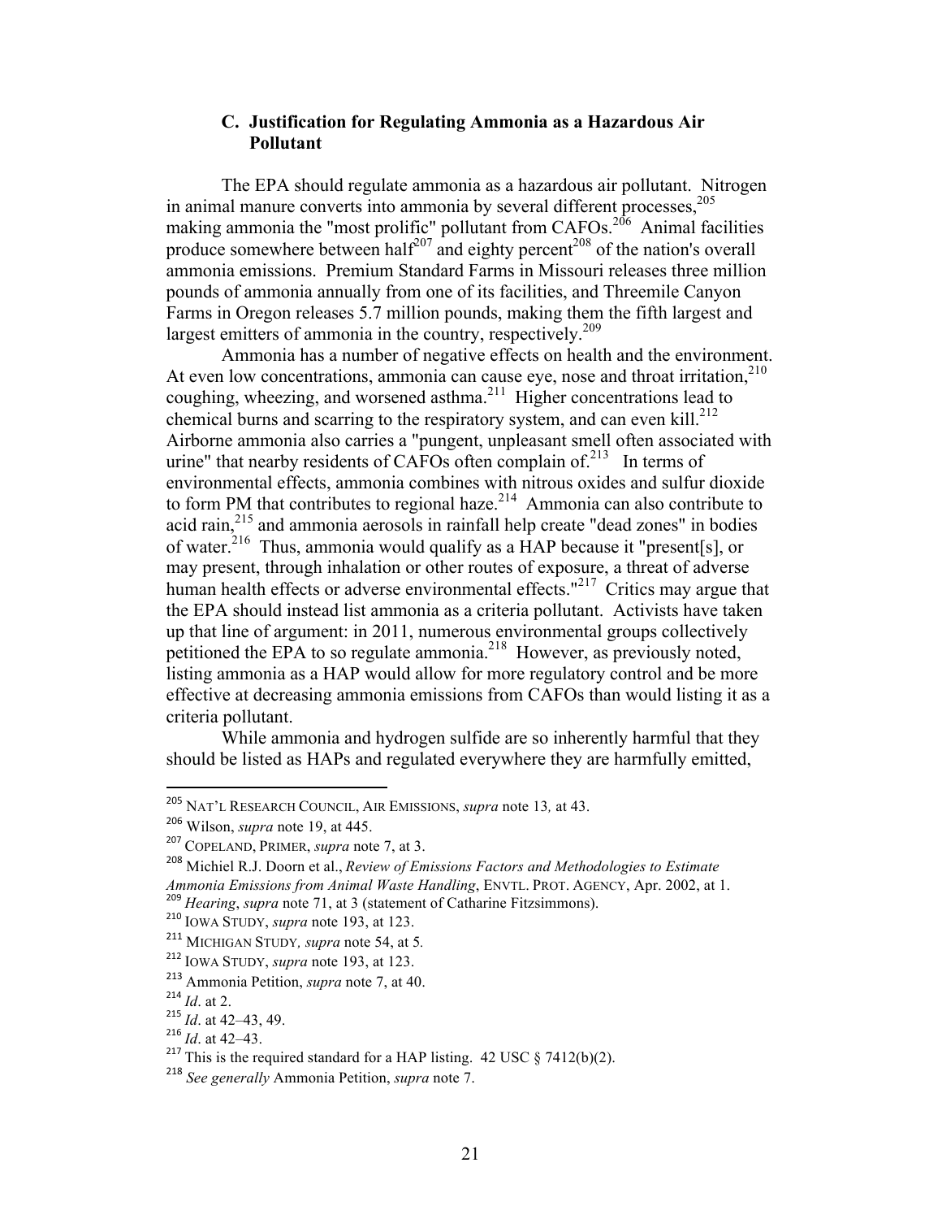### C. Justification for Regulating Ammonia as a Hazardous Air Pollutant

The EPA should regulate ammonia as a hazardous air pollutant. Nitrogen in animal manure converts into ammonia by several different processes,[205] making ammonia the "most prolific" pollutant from CAFOs.[206] Animal facilities produce somewhere between half[207] and eighty percent[208] of the nation's overall ammonia emissions. Premium Standard Farms in Missouri releases three million pounds of ammonia annually from one of its facilities, and Threemile Canyon Farms in Oregon releases 5.7 million pounds, making them the fifth largest and largest emitters of ammonia in the country, respectively.[209]

Ammonia has a number of negative effects on health and the environment. At even low concentrations, ammonia can cause eye, nose and throat irritation,[210] coughing, wheezing, and worsened asthma.[211] Higher concentrations lead to chemical burns and scarring to the respiratory system, and can even kill.[212] Airborne ammonia also carries a "pungent, unpleasant smell often associated with urine" that nearby residents of CAFOs often complain of.[213] In terms of environmental effects, ammonia combines with nitrous oxides and sulfur dioxide to form PM that contributes to regional haze.[214] Ammonia can also contribute to acid rain,[215] and ammonia aerosols in rainfall help create "dead zones" in bodies of water.[216] Thus, ammonia would qualify as a HAP because it "present[s], or may present, through inhalation or other routes of exposure, a threat of adverse human health effects or adverse environmental effects."[217] Critics may argue that the EPA should instead list ammonia as a criteria pollutant. Activists have taken up that line of argument: in 2011, numerous environmental groups collectively petitioned the EPA to so regulate ammonia.[218] However, as previously noted, listing ammonia as a HAP would allow for more regulatory control and be more effective at decreasing ammonia emissions from CAFOs than would listing it as a criteria pollutant.

While ammonia and hydrogen sulfide are so inherently harmful that they should be listed as HAPs and regulated everywhere they are harmfully emitted,

---

[205] NAT'L RESEARCH COUNCIL, AIR EMISSIONS, *supra* note 13, at 43.

[206] Wilson, *supra* note 19, at 445.

[207] COPELAND, PRIMER, *supra* note 7, at 3.

[208] Michiel R.J. Doorn et al., *Review of Emissions Factors and Methodologies to Estimate Ammonia Emissions from Animal Waste Handling*, ENVTL. PROT. AGENCY, Apr. 2002, at 1.

[209] *Hearing*, *supra* note 71, at 3 (statement of Catharine Fitzsimmons).

[210] IOWA STUDY, *supra* note 193, at 123.

[211] MICHIGAN STUDY, *supra* note 54, at 5.

[212] IOWA STUDY, *supra* note 193, at 123.

[213] Ammonia Petition, *supra* note 7, at 40.

[214] *Id*. at 2.

[215] *Id*. at 42–43, 49.

[216] *Id*. at 42–43.

[217] This is the required standard for a HAP listing. 42 USC § 7412(b)(2).

[218] *See generally* Ammonia Petition, *supra* note 7.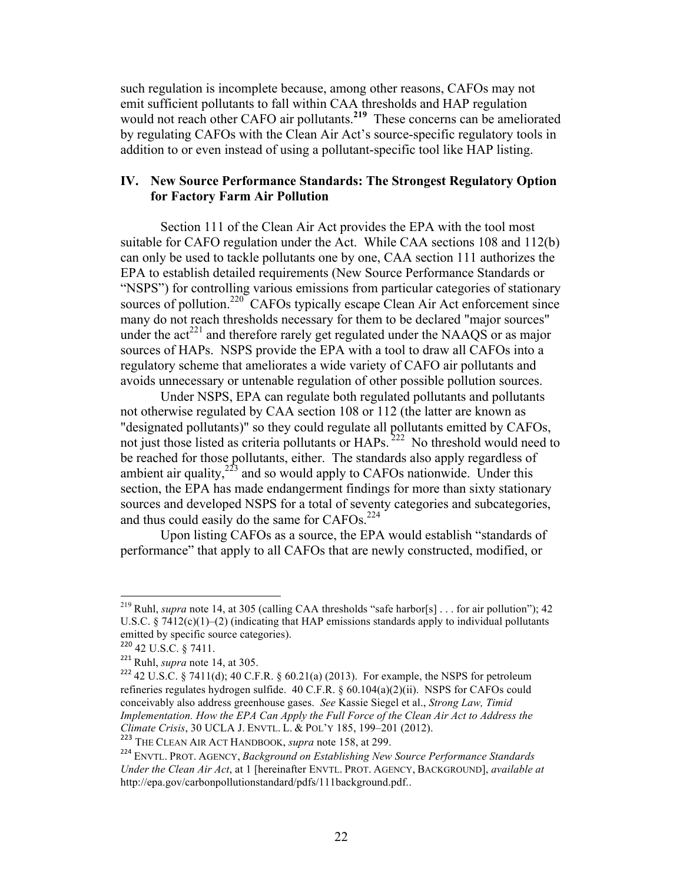such regulation is incomplete because, among other reasons, CAFOs may not emit sufficient pollutants to fall within CAA thresholds and HAP regulation would not reach other CAFO air pollutants.**[219]** These concerns can be ameliorated by regulating CAFOs with the Clean Air Act's source-specific regulatory tools in addition to or even instead of using a pollutant-specific tool like HAP listing.

## IV. New Source Performance Standards: The Strongest Regulatory Option for Factory Farm Air Pollution

Section 111 of the Clean Air Act provides the EPA with the tool most suitable for CAFO regulation under the Act. While CAA sections 108 and 112(b) can only be used to tackle pollutants one by one, CAA section 111 authorizes the EPA to establish detailed requirements (New Source Performance Standards or "NSPS") for controlling various emissions from particular categories of stationary sources of pollution.[220] CAFOs typically escape Clean Air Act enforcement since many do not reach thresholds necessary for them to be declared "major sources" under the act[221] and therefore rarely get regulated under the NAAQS or as major sources of HAPs. NSPS provide the EPA with a tool to draw all CAFOs into a regulatory scheme that ameliorates a wide variety of CAFO air pollutants and avoids unnecessary or untenable regulation of other possible pollution sources.

Under NSPS, EPA can regulate both regulated pollutants and pollutants not otherwise regulated by CAA section 108 or 112 (the latter are known as "designated pollutants)" so they could regulate all pollutants emitted by CAFOs, not just those listed as criteria pollutants or HAPs.[222] No threshold would need to be reached for those pollutants, either. The standards also apply regardless of ambient air quality,[223] and so would apply to CAFOs nationwide. Under this section, the EPA has made endangerment findings for more than sixty stationary sources and developed NSPS for a total of seventy categories and subcategories, and thus could easily do the same for CAFOs.[224]

Upon listing CAFOs as a source, the EPA would establish "standards of performance" that apply to all CAFOs that are newly constructed, modified, or

---

[219] Ruhl, *supra* note 14, at 305 (calling CAA thresholds "safe harbor[s] . . . for air pollution"); 42 U.S.C. § 7412(c)(1)–(2) (indicating that HAP emissions standards apply to individual pollutants emitted by specific source categories).

[220] 42 U.S.C. § 7411.

[221] Ruhl, *supra* note 14, at 305.

[222] 42 U.S.C. § 7411(d); 40 C.F.R. § 60.21(a) (2013). For example, the NSPS for petroleum refineries regulates hydrogen sulfide. 40 C.F.R. § 60.104(a)(2)(ii). NSPS for CAFOs could conceivably also address greenhouse gases. *See* Kassie Siegel et al., *Strong Law, Timid Implementation. How the EPA Can Apply the Full Force of the Clean Air Act to Address the Climate Crisis*, 30 UCLA J. ENVTL. L. & POL'Y 185, 199–201 (2012).

[223] THE CLEAN AIR ACT HANDBOOK, *supra* note 158, at 299.

[224] ENVTL. PROT. AGENCY, *Background on Establishing New Source Performance Standards Under the Clean Air Act*, at 1 [hereinafter ENVTL. PROT. AGENCY, BACKGROUND], *available at* http://epa.gov/carbonpollutionstandard/pdfs/111background.pdf..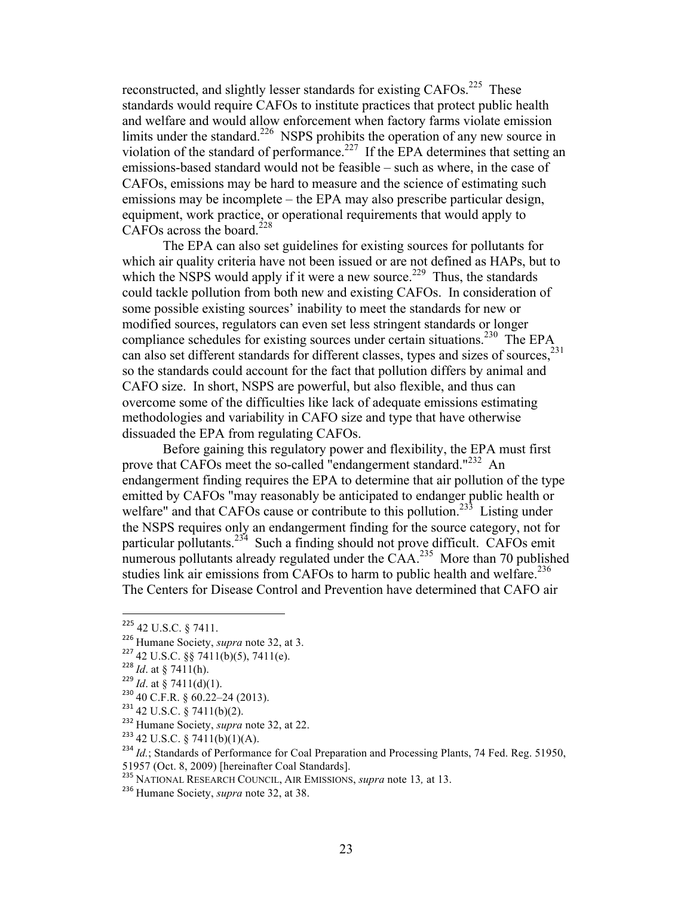reconstructed, and slightly lesser standards for existing CAFOs.[225] These standards would require CAFOs to institute practices that protect public health and welfare and would allow enforcement when factory farms violate emission limits under the standard.[226] NSPS prohibits the operation of any new source in violation of the standard of performance.[227] If the EPA determines that setting an emissions-based standard would not be feasible – such as where, in the case of CAFOs, emissions may be hard to measure and the science of estimating such emissions may be incomplete – the EPA may also prescribe particular design, equipment, work practice, or operational requirements that would apply to CAFOs across the board.[228]

The EPA can also set guidelines for existing sources for pollutants for which air quality criteria have not been issued or are not defined as HAPs, but to which the NSPS would apply if it were a new source.[229] Thus, the standards could tackle pollution from both new and existing CAFOs. In consideration of some possible existing sources' inability to meet the standards for new or modified sources, regulators can even set less stringent standards or longer compliance schedules for existing sources under certain situations.[230] The EPA can also set different standards for different classes, types and sizes of sources,[231] so the standards could account for the fact that pollution differs by animal and CAFO size. In short, NSPS are powerful, but also flexible, and thus can overcome some of the difficulties like lack of adequate emissions estimating methodologies and variability in CAFO size and type that have otherwise dissuaded the EPA from regulating CAFOs.

Before gaining this regulatory power and flexibility, the EPA must first prove that CAFOs meet the so-called "endangerment standard."[232] An endangerment finding requires the EPA to determine that air pollution of the type emitted by CAFOs "may reasonably be anticipated to endanger public health or welfare" and that CAFOs cause or contribute to this pollution.[233] Listing under the NSPS requires only an endangerment finding for the source category, not for particular pollutants.[234] Such a finding should not prove difficult. CAFOs emit numerous pollutants already regulated under the CAA.[235] More than 70 published studies link air emissions from CAFOs to harm to public health and welfare.[236] The Centers for Disease Control and Prevention have determined that CAFO air

---

[225] 42 U.S.C. § 7411.

[226] Humane Society, *supra* note 32, at 3.

[227] 42 U.S.C. §§ 7411(b)(5), 7411(e).

[228] *Id*. at § 7411(h).

[229] *Id*. at § 7411(d)(1).

[230] 40 C.F.R. § 60.22–24 (2013).

[231] 42 U.S.C. § 7411(b)(2).

[232] Humane Society, *supra* note 32, at 22.

[233] 42 U.S.C. § 7411(b)(1)(A).

[234] *Id.*; Standards of Performance for Coal Preparation and Processing Plants, 74 Fed. Reg. 51950, 51957 (Oct. 8, 2009) [hereinafter Coal Standards].

[235] NATIONAL RESEARCH COUNCIL, AIR EMISSIONS, *supra* note 13*,* at 13.

[236] Humane Society, *supra* note 32, at 38.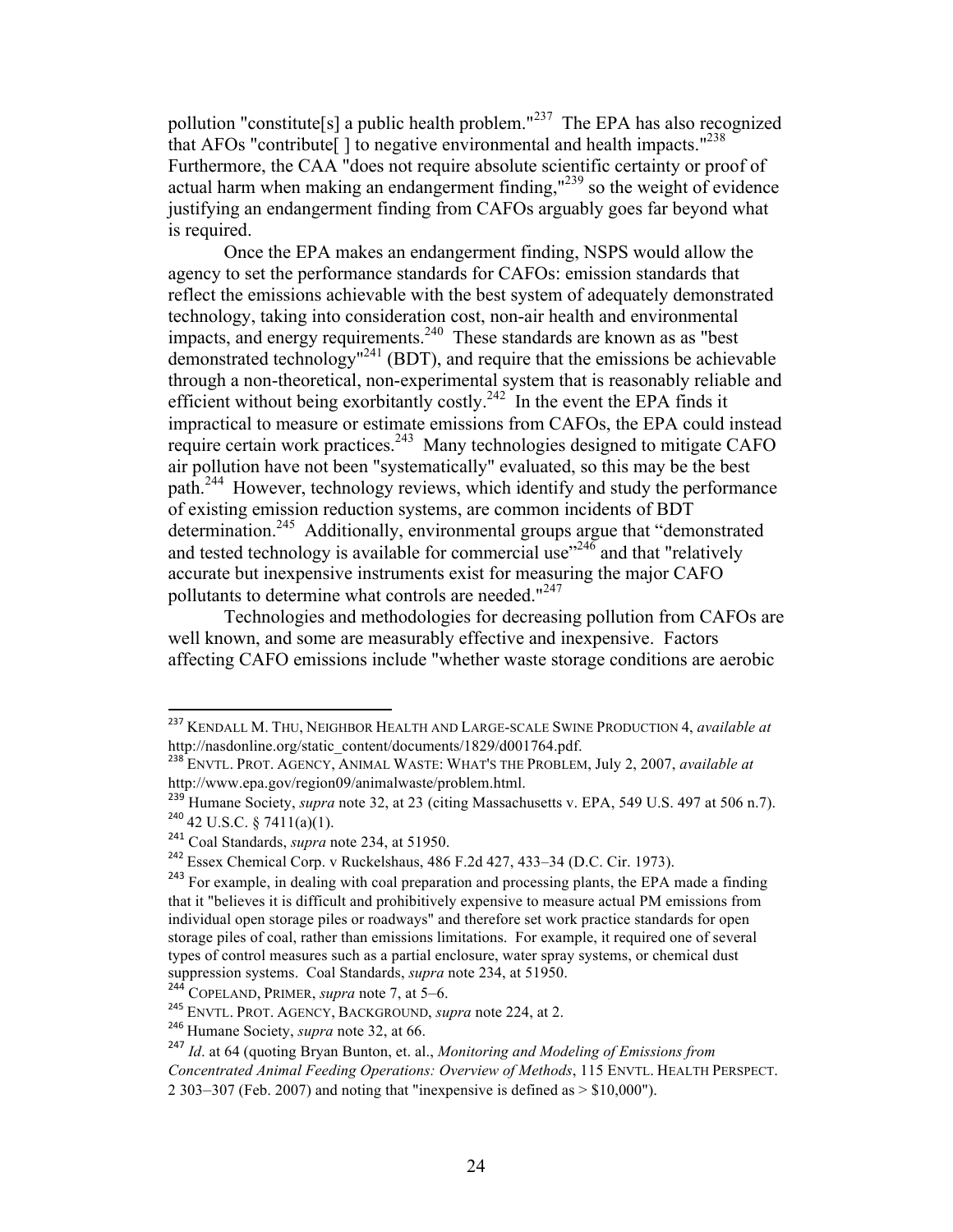pollution "constitute[s] a public health problem."[237] The EPA has also recognized that AFOs "contribute[ ] to negative environmental and health impacts."[238] Furthermore, the CAA "does not require absolute scientific certainty or proof of actual harm when making an endangerment finding,"[239] so the weight of evidence justifying an endangerment finding from CAFOs arguably goes far beyond what is required.

Once the EPA makes an endangerment finding, NSPS would allow the agency to set the performance standards for CAFOs: emission standards that reflect the emissions achievable with the best system of adequately demonstrated technology, taking into consideration cost, non-air health and environmental impacts, and energy requirements.[240] These standards are known as as "best demonstrated technology"[241] (BDT), and require that the emissions be achievable through a non-theoretical, non-experimental system that is reasonably reliable and efficient without being exorbitantly costly.[242] In the event the EPA finds it impractical to measure or estimate emissions from CAFOs, the EPA could instead require certain work practices.[243] Many technologies designed to mitigate CAFO air pollution have not been "systematically" evaluated, so this may be the best path.[244] However, technology reviews, which identify and study the performance of existing emission reduction systems, are common incidents of BDT determination.[245] Additionally, environmental groups argue that "demonstrated and tested technology is available for commercial use"[246] and that "relatively accurate but inexpensive instruments exist for measuring the major CAFO pollutants to determine what controls are needed."[247]

Technologies and methodologies for decreasing pollution from CAFOs are well known, and some are measurably effective and inexpensive. Factors affecting CAFO emissions include "whether waste storage conditions are aerobic

---

[237] KENDALL M. THU, NEIGHBOR HEALTH AND LARGE-SCALE SWINE PRODUCTION 4, *available at* http://nasdonline.org/static_content/documents/1829/d001764.pdf.

[238] ENVTL. PROT. AGENCY, ANIMAL WASTE: WHAT'S THE PROBLEM, July 2, 2007, *available at* http://www.epa.gov/region09/animalwaste/problem.html.

[239] Humane Society, *supra* note 32, at 23 (citing Massachusetts v. EPA, 549 U.S. 497 at 506 n.7).

[240] 42 U.S.C. § 7411(a)(1).

[241] Coal Standards, *supra* note 234, at 51950.

[242] Essex Chemical Corp. v Ruckelshaus, 486 F.2d 427, 433–34 (D.C. Cir. 1973).

[243] For example, in dealing with coal preparation and processing plants, the EPA made a finding that it "believes it is difficult and prohibitively expensive to measure actual PM emissions from individual open storage piles or roadways" and therefore set work practice standards for open storage piles of coal, rather than emissions limitations. For example, it required one of several types of control measures such as a partial enclosure, water spray systems, or chemical dust suppression systems. Coal Standards, *supra* note 234, at 51950.

[244] COPELAND, PRIMER, *supra* note 7, at 5–6.

[245] ENVTL. PROT. AGENCY, BACKGROUND, *supra* note 224, at 2.

[246] Humane Society, *supra* note 32, at 66.

[247] *Id*. at 64 (quoting Bryan Bunton, et. al., *Monitoring and Modeling of Emissions from Concentrated Animal Feeding Operations: Overview of Methods*, 115 ENVTL. HEALTH PERSPECT. 2 303–307 (Feb. 2007) and noting that "inexpensive is defined as > $10,000").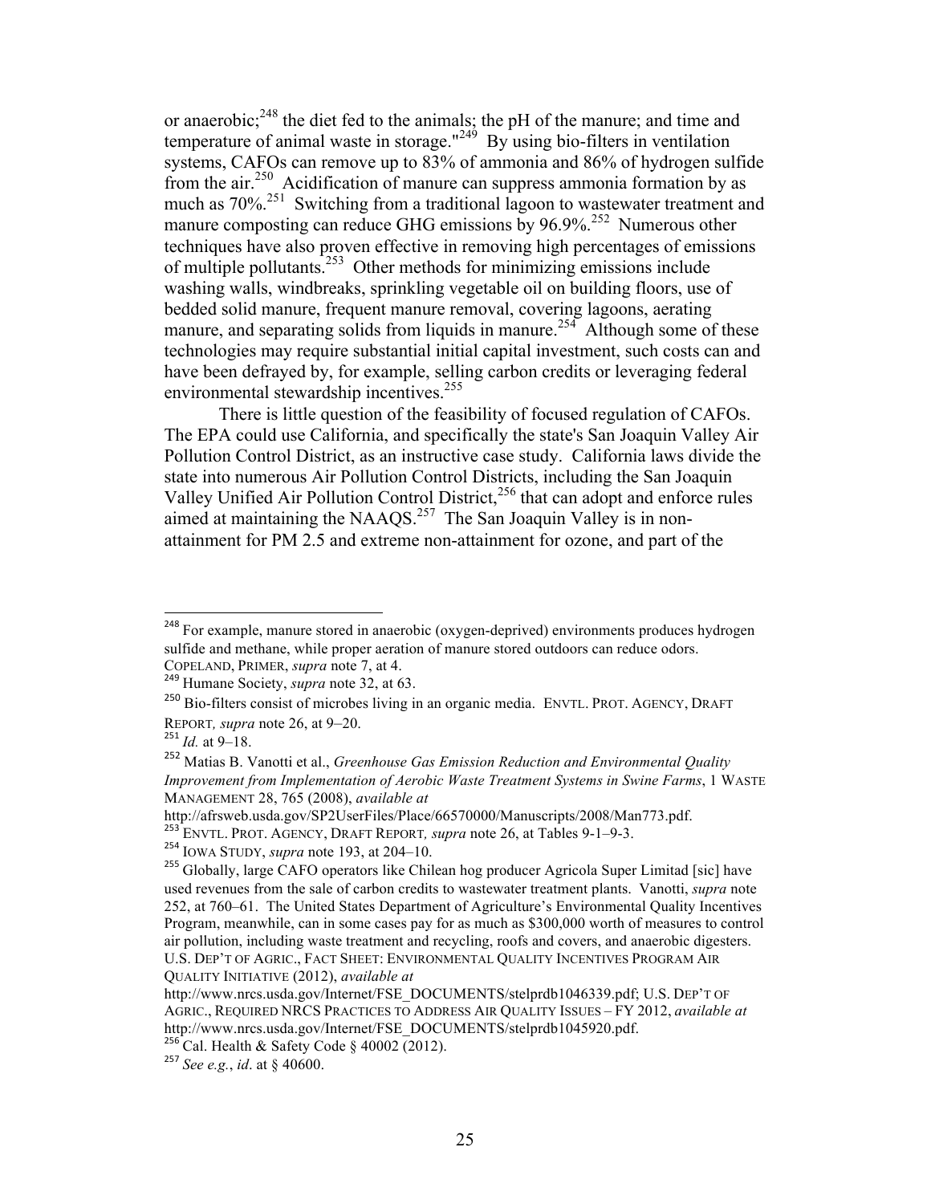or anaerobic;[248] the diet fed to the animals; the pH of the manure; and time and temperature of animal waste in storage."[249] By using bio-filters in ventilation systems, CAFOs can remove up to 83% of ammonia and 86% of hydrogen sulfide from the air.[250] Acidification of manure can suppress ammonia formation by as much as 70%.[251] Switching from a traditional lagoon to wastewater treatment and manure composting can reduce GHG emissions by 96.9%.[252] Numerous other techniques have also proven effective in removing high percentages of emissions of multiple pollutants.[253] Other methods for minimizing emissions include washing walls, windbreaks, sprinkling vegetable oil on building floors, use of bedded solid manure, frequent manure removal, covering lagoons, aerating manure, and separating solids from liquids in manure.[254] Although some of these technologies may require substantial initial capital investment, such costs can and have been defrayed by, for example, selling carbon credits or leveraging federal environmental stewardship incentives.[255]

There is little question of the feasibility of focused regulation of CAFOs. The EPA could use California, and specifically the state's San Joaquin Valley Air Pollution Control District, as an instructive case study. California laws divide the state into numerous Air Pollution Control Districts, including the San Joaquin Valley Unified Air Pollution Control District,[256] that can adopt and enforce rules aimed at maintaining the NAAQS.[257] The San Joaquin Valley is in non-attainment for PM 2.5 and extreme non-attainment for ozone, and part of the

---

[248] For example, manure stored in anaerobic (oxygen-deprived) environments produces hydrogen sulfide and methane, while proper aeration of manure stored outdoors can reduce odors. COPELAND, PRIMER, *supra* note 7, at 4.

[249] Humane Society, *supra* note 32, at 63.

[250] Bio-filters consist of microbes living in an organic media. ENVTL. PROT. AGENCY, DRAFT REPORT*, supra* note 26, at 9–20.

[251] *Id.* at 9–18.

[252] Matias B. Vanotti et al., *Greenhouse Gas Emission Reduction and Environmental Quality Improvement from Implementation of Aerobic Waste Treatment Systems in Swine Farms*, 1 WASTE MANAGEMENT 28, 765 (2008), *available at* http://afrsweb.usda.gov/SP2UserFiles/Place/66570000/Manuscripts/2008/Man773.pdf.

[253] ENVTL. PROT. AGENCY, DRAFT REPORT*, supra* note 26, at Tables 9-1–9-3.

[254] IOWA STUDY, *supra* note 193, at 204–10.

[255] Globally, large CAFO operators like Chilean hog producer Agricola Super Limitad [sic] have used revenues from the sale of carbon credits to wastewater treatment plants. Vanotti, *supra* note 252, at 760–61. The United States Department of Agriculture's Environmental Quality Incentives Program, meanwhile, can in some cases pay for as much as $300,000 worth of measures to control air pollution, including waste treatment and recycling, roofs and covers, and anaerobic digesters. U.S. DEP'T OF AGRIC., FACT SHEET: ENVIRONMENTAL QUALITY INCENTIVES PROGRAM AIR QUALITY INITIATIVE (2012), *available at* http://www.nrcs.usda.gov/Internet/FSE_DOCUMENTS/stelprdb1046339.pdf; U.S. DEP'T OF AGRIC., REQUIRED NRCS PRACTICES TO ADDRESS AIR QUALITY ISSUES – FY 2012, *available at* http://www.nrcs.usda.gov/Internet/FSE_DOCUMENTS/stelprdb1045920.pdf.

[256] Cal. Health & Safety Code § 40002 (2012).

[257] *See e.g.*, *id*. at § 40600.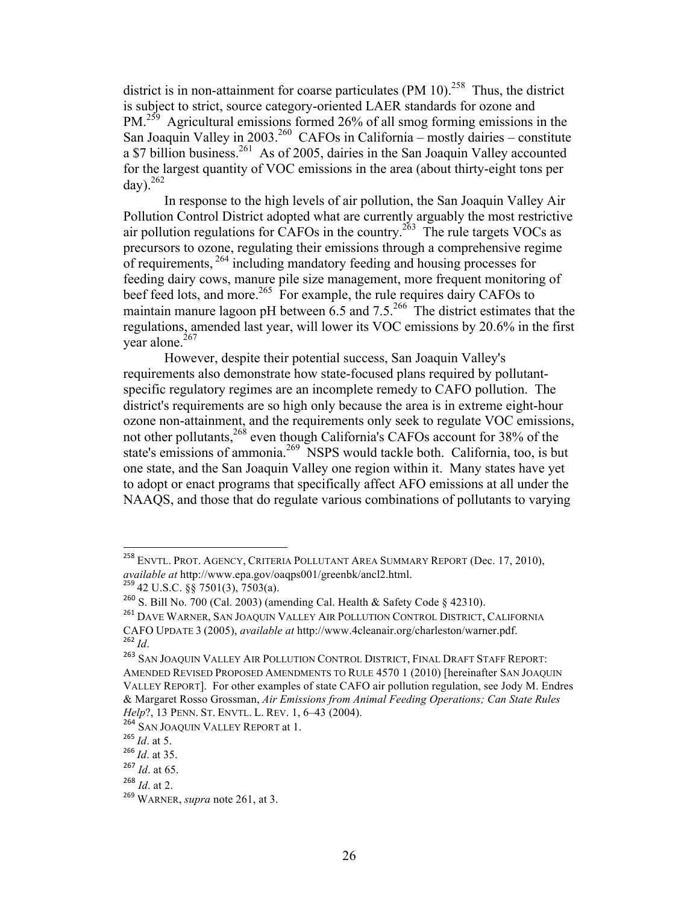district is in non-attainment for coarse particulates (PM 10).[258] Thus, the district is subject to strict, source category-oriented LAER standards for ozone and PM.[259] Agricultural emissions formed 26% of all smog forming emissions in the San Joaquin Valley in 2003.[260] CAFOs in California – mostly dairies – constitute a $7 billion business.[261] As of 2005, dairies in the San Joaquin Valley accounted for the largest quantity of VOC emissions in the area (about thirty-eight tons per day).[262]

In response to the high levels of air pollution, the San Joaquin Valley Air Pollution Control District adopted what are currently arguably the most restrictive air pollution regulations for CAFOs in the country.[263] The rule targets VOCs as precursors to ozone, regulating their emissions through a comprehensive regime of requirements,[264] including mandatory feeding and housing processes for feeding dairy cows, manure pile size management, more frequent monitoring of beef feed lots, and more.[265] For example, the rule requires dairy CAFOs to maintain manure lagoon pH between 6.5 and 7.5.[266] The district estimates that the regulations, amended last year, will lower its VOC emissions by 20.6% in the first year alone.[267]

However, despite their potential success, San Joaquin Valley's requirements also demonstrate how state-focused plans required by pollutant-specific regulatory regimes are an incomplete remedy to CAFO pollution. The district's requirements are so high only because the area is in extreme eight-hour ozone non-attainment, and the requirements only seek to regulate VOC emissions, not other pollutants,[268] even though California's CAFOs account for 38% of the state's emissions of ammonia.[269] NSPS would tackle both. California, too, is but one state, and the San Joaquin Valley one region within it. Many states have yet to adopt or enact programs that specifically affect AFO emissions at all under the NAAQS, and those that do regulate various combinations of pollutants to varying

---

[258] ENVTL. PROT. AGENCY, CRITERIA POLLUTANT AREA SUMMARY REPORT (Dec. 17, 2010), *available at* http://www.epa.gov/oaqps001/greenbk/ancl2.html.

[259] 42 U.S.C. §§ 7501(3), 7503(a).

[260] S. Bill No. 700 (Cal. 2003) (amending Cal. Health & Safety Code § 42310).

[261] DAVE WARNER, SAN JOAQUIN VALLEY AIR POLLUTION CONTROL DISTRICT, CALIFORNIA CAFO UPDATE 3 (2005), *available at* http://www.4cleanair.org/charleston/warner.pdf.

[262] *Id*.

[263] SAN JOAQUIN VALLEY AIR POLLUTION CONTROL DISTRICT, FINAL DRAFT STAFF REPORT: AMENDED REVISED PROPOSED AMENDMENTS TO RULE 4570 1 (2010) [hereinafter SAN JOAQUIN VALLEY REPORT]. For other examples of state CAFO air pollution regulation, see Jody M. Endres & Margaret Rosso Grossman, *Air Emissions from Animal Feeding Operations; Can State Rules Help*?, 13 PENN. ST. ENVTL. L. REV. 1, 6–43 (2004).

[264] SAN JOAQUIN VALLEY REPORT at 1.

[265] *Id*. at 5.

[266] *Id*. at 35.

[267] *Id*. at 65.

[268] *Id*. at 2.

[269] WARNER, *supra* note 261, at 3.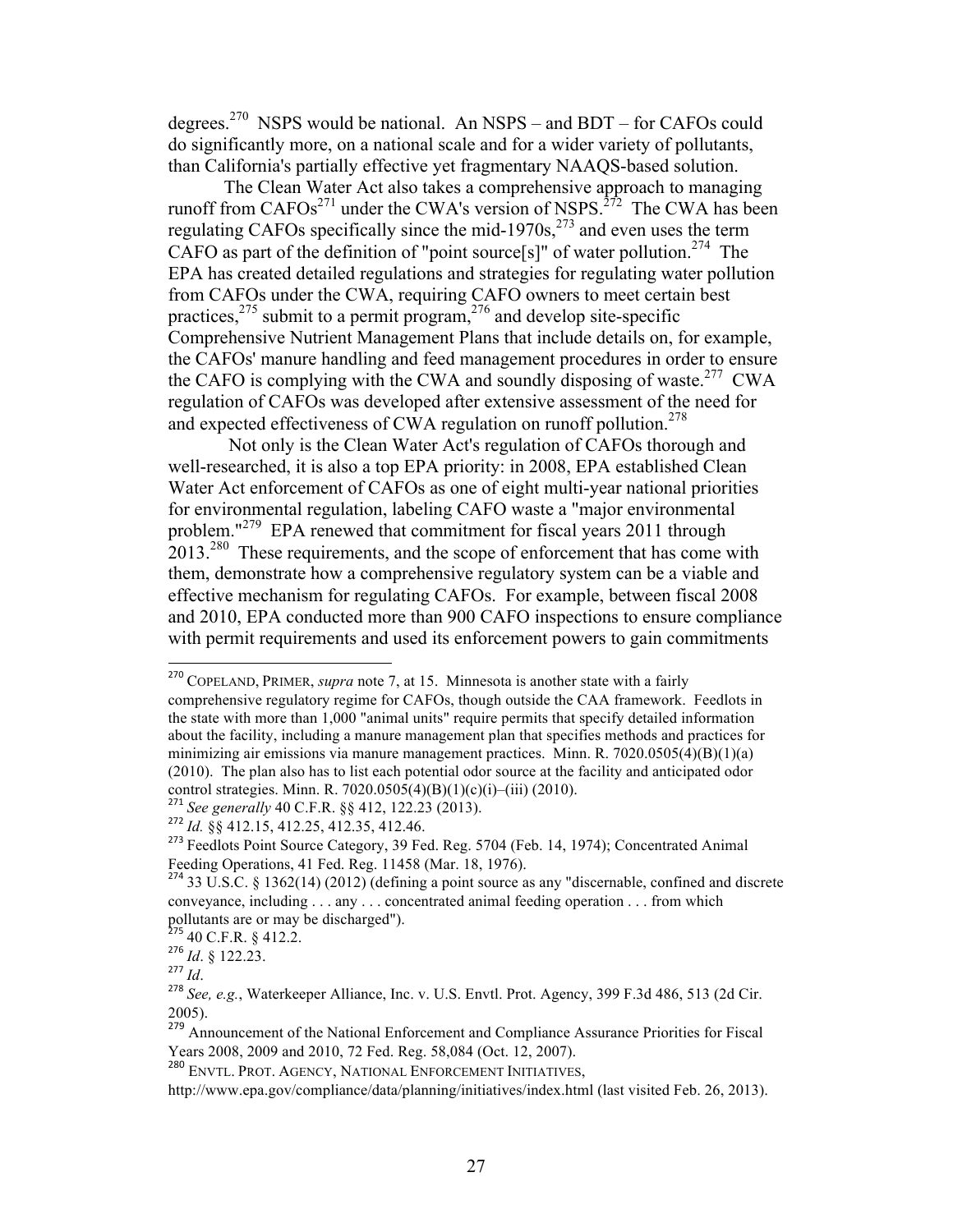degrees.[270] NSPS would be national. An NSPS – and BDT – for CAFOs could do significantly more, on a national scale and for a wider variety of pollutants, than California's partially effective yet fragmentary NAAQS-based solution.

The Clean Water Act also takes a comprehensive approach to managing runoff from CAFOs[271] under the CWA's version of NSPS.[272] The CWA has been regulating CAFOs specifically since the mid-1970s,[273] and even uses the term CAFO as part of the definition of "point source[s]" of water pollution.[274] The EPA has created detailed regulations and strategies for regulating water pollution from CAFOs under the CWA, requiring CAFO owners to meet certain best practices,[275] submit to a permit program,[276] and develop site-specific Comprehensive Nutrient Management Plans that include details on, for example, the CAFOs' manure handling and feed management procedures in order to ensure the CAFO is complying with the CWA and soundly disposing of waste.[277] CWA regulation of CAFOs was developed after extensive assessment of the need for and expected effectiveness of CWA regulation on runoff pollution.[278]

Not only is the Clean Water Act's regulation of CAFOs thorough and well-researched, it is also a top EPA priority: in 2008, EPA established Clean Water Act enforcement of CAFOs as one of eight multi-year national priorities for environmental regulation, labeling CAFO waste a "major environmental problem."[279] EPA renewed that commitment for fiscal years 2011 through 2013.[280] These requirements, and the scope of enforcement that has come with them, demonstrate how a comprehensive regulatory system can be a viable and effective mechanism for regulating CAFOs. For example, between fiscal 2008 and 2010, EPA conducted more than 900 CAFO inspections to ensure compliance with permit requirements and used its enforcement powers to gain commitments

---

[270] COPELAND, PRIMER, *supra* note 7, at 15. Minnesota is another state with a fairly comprehensive regulatory regime for CAFOs, though outside the CAA framework. Feedlots in the state with more than 1,000 "animal units" require permits that specify detailed information about the facility, including a manure management plan that specifies methods and practices for minimizing air emissions via manure management practices. Minn. R. 7020.0505(4)(B)(1)(a) (2010). The plan also has to list each potential odor source at the facility and anticipated odor control strategies. Minn. R. 7020.0505(4)(B)(1)(c)(i)–(iii) (2010).

[271] *See generally* 40 C.F.R. §§ 412, 122.23 (2013).

[272] *Id.* §§ 412.15, 412.25, 412.35, 412.46.

[273] Feedlots Point Source Category, 39 Fed. Reg. 5704 (Feb. 14, 1974); Concentrated Animal Feeding Operations, 41 Fed. Reg. 11458 (Mar. 18, 1976).

[274] 33 U.S.C. § 1362(14) (2012) (defining a point source as any "discernable, confined and discrete conveyance, including . . . any . . . concentrated animal feeding operation . . . from which pollutants are or may be discharged").

[275] 40 C.F.R. § 412.2.

[276] *Id*. § 122.23.

[277] *Id*.

[278] *See, e.g.*, Waterkeeper Alliance, Inc. v. U.S. Envtl. Prot. Agency, 399 F.3d 486, 513 (2d Cir. 2005).

[279] Announcement of the National Enforcement and Compliance Assurance Priorities for Fiscal Years 2008, 2009 and 2010, 72 Fed. Reg. 58,084 (Oct. 12, 2007).

[280] ENVTL. PROT. AGENCY, NATIONAL ENFORCEMENT INITIATIVES, http://www.epa.gov/compliance/data/planning/initiatives/index.html (last visited Feb. 26, 2013).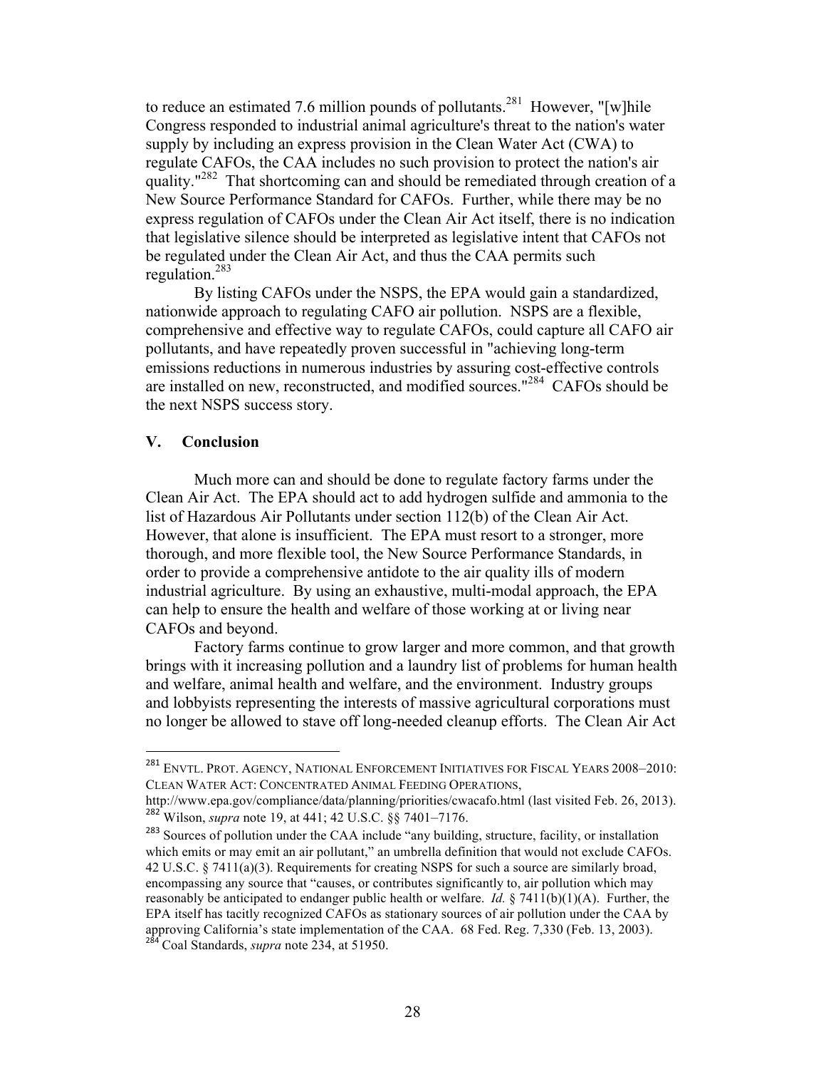to reduce an estimated 7.6 million pounds of pollutants.[281] However, "[w]hile Congress responded to industrial animal agriculture's threat to the nation's water supply by including an express provision in the Clean Water Act (CWA) to regulate CAFOs, the CAA includes no such provision to protect the nation's air quality."[282] That shortcoming can and should be remediated through creation of a New Source Performance Standard for CAFOs. Further, while there may be no express regulation of CAFOs under the Clean Air Act itself, there is no indication that legislative silence should be interpreted as legislative intent that CAFOs not be regulated under the Clean Air Act, and thus the CAA permits such regulation.[283]

By listing CAFOs under the NSPS, the EPA would gain a standardized, nationwide approach to regulating CAFO air pollution. NSPS are a flexible, comprehensive and effective way to regulate CAFOs, could capture all CAFO air pollutants, and have repeatedly proven successful in "achieving long-term emissions reductions in numerous industries by assuring cost-effective controls are installed on new, reconstructed, and modified sources."[284] CAFOs should be the next NSPS success story.

## V. Conclusion

Much more can and should be done to regulate factory farms under the Clean Air Act. The EPA should act to add hydrogen sulfide and ammonia to the list of Hazardous Air Pollutants under section 112(b) of the Clean Air Act. However, that alone is insufficient. The EPA must resort to a stronger, more thorough, and more flexible tool, the New Source Performance Standards, in order to provide a comprehensive antidote to the air quality ills of modern industrial agriculture. By using an exhaustive, multi-modal approach, the EPA can help to ensure the health and welfare of those working at or living near CAFOs and beyond.

Factory farms continue to grow larger and more common, and that growth brings with it increasing pollution and a laundry list of problems for human health and welfare, animal health and welfare, and the environment. Industry groups and lobbyists representing the interests of massive agricultural corporations must no longer be allowed to stave off long-needed cleanup efforts. The Clean Air Act

---

[281] ENVTL. PROT. AGENCY, NATIONAL ENFORCEMENT INITIATIVES FOR FISCAL YEARS 2008–2010: CLEAN WATER ACT: CONCENTRATED ANIMAL FEEDING OPERATIONS, http://www.epa.gov/compliance/data/planning/priorities/cwacafo.html (last visited Feb. 26, 2013).

[282] Wilson, *supra* note 19, at 441; 42 U.S.C. §§ 7401–7176.

[283] Sources of pollution under the CAA include "any building, structure, facility, or installation which emits or may emit an air pollutant," an umbrella definition that would not exclude CAFOs. 42 U.S.C. § 7411(a)(3). Requirements for creating NSPS for such a source are similarly broad, encompassing any source that "causes, or contributes significantly to, air pollution which may reasonably be anticipated to endanger public health or welfare. *Id.* § 7411(b)(1)(A). Further, the EPA itself has tacitly recognized CAFOs as stationary sources of air pollution under the CAA by approving California's state implementation of the CAA. 68 Fed. Reg. 7,330 (Feb. 13, 2003).

[284] Coal Standards, *supra* note 234, at 51950.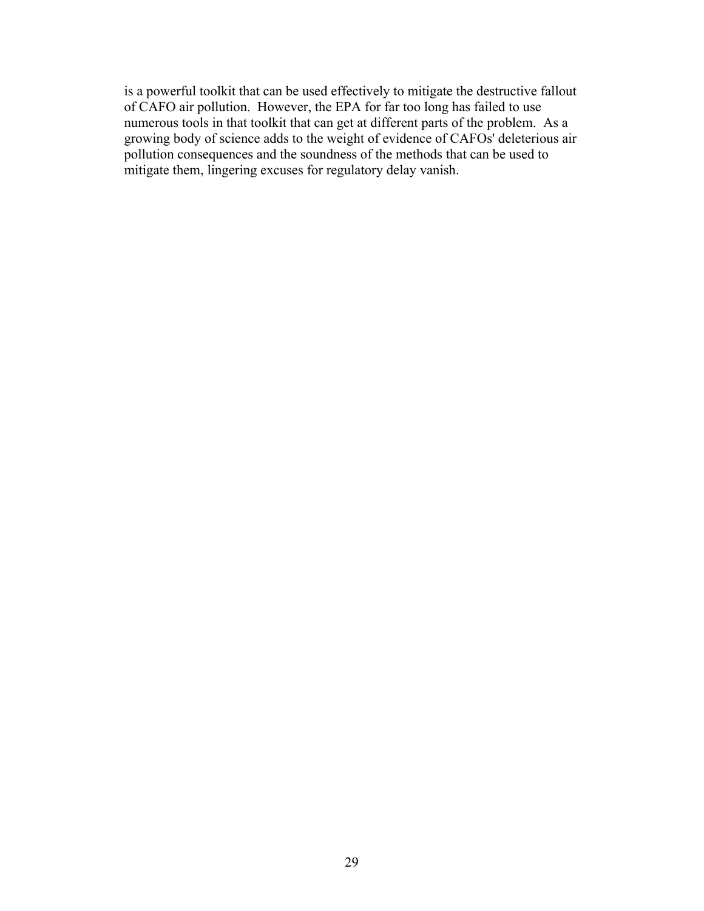is a powerful toolkit that can be used effectively to mitigate the destructive fallout of CAFO air pollution. However, the EPA for far too long has failed to use numerous tools in that toolkit that can get at different parts of the problem. As a growing body of science adds to the weight of evidence of CAFOs' deleterious air pollution consequences and the soundness of the methods that can be used to mitigate them, lingering excuses for regulatory delay vanish.